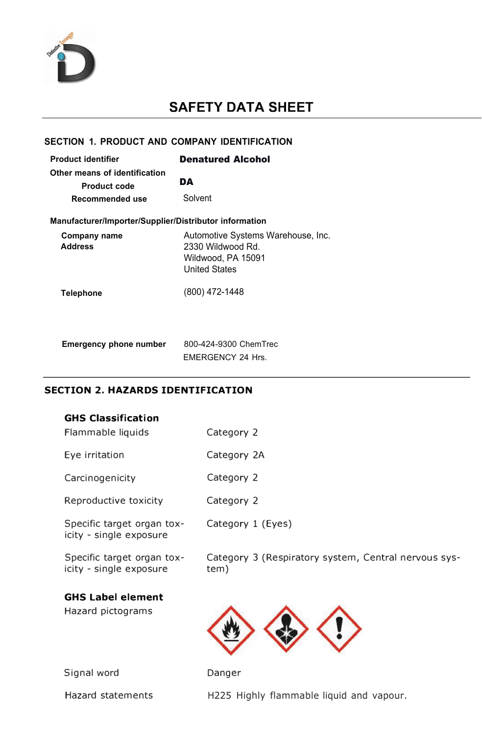# SAFETY DATA SHEET

## SECTION 1. PRODUCT AND COMPANY IDENTIFICATION

| | |
|---|---|
| **Product identifier** | **Denatured Alcohol** |
| **Other means of identification** | |
| **Product code** | **DA** |
| **Recommended use** | Solvent |

**Manufacturer/Importer/Supplier/Distributor information**

| | |
|---|---|
| **Company name** | Automotive Systems Warehouse, Inc. |
| **Address** | 2330 Wildwood Rd.<br>Wildwood, PA 15091<br>United States |
| **Telephone** | (800) 472-1448 |
| **Emergency phone number** | 800-424-9300 ChemTrec<br>EMERGENCY 24 Hrs. |

## SECTION 2. HAZARDS IDENTIFICATION

**GHS Classification**

| | |
|---|---|
| Flammable liquids | Category 2 |
| Eye irritation | Category 2A |
| Carcinogenicity | Category 2 |
| Reproductive toxicity | Category 2 |
| Specific target organ toxicity - single exposure | Category 1 (Eyes) |
| Specific target organ toxicity - single exposure | Category 3 (Respiratory system, Central nervous system) |

**GHS Label element**

Hazard pictograms

| | |
|---|---|
| Signal word | Danger |
| Hazard statements | H225 Highly flammable liquid and vapour. |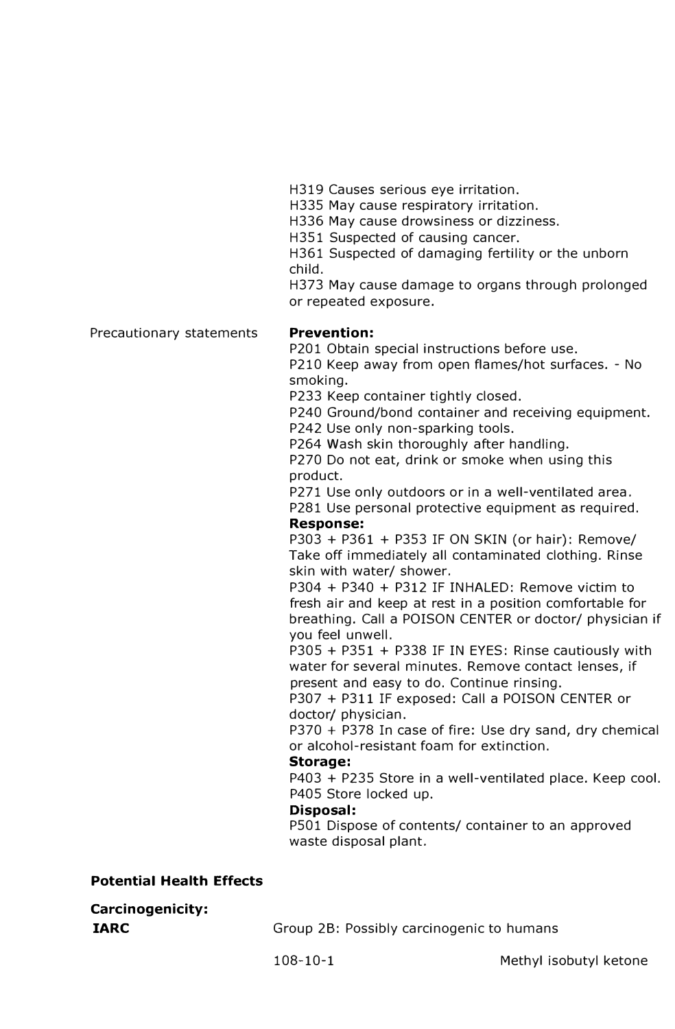H319 Causes serious eye irritation.
H335 May cause respiratory irritation.
H336 May cause drowsiness or dizziness.
H351 Suspected of causing cancer.
H361 Suspected of damaging fertility or the unborn child.
H373 May cause damage to organs through prolonged or repeated exposure.

Precautionary statements

**Prevention:**
P201 Obtain special instructions before use.
P210 Keep away from open flames/hot surfaces. - No smoking.
P233 Keep container tightly closed.
P240 Ground/bond container and receiving equipment.
P242 Use only non-sparking tools.
P264 Wash skin thoroughly after handling.
P270 Do not eat, drink or smoke when using this product.
P271 Use only outdoors or in a well-ventilated area.
P281 Use personal protective equipment as required.

**Response:**
P303 + P361 + P353 IF ON SKIN (or hair): Remove/ Take off immediately all contaminated clothing. Rinse skin with water/ shower.
P304 + P340 + P312 IF INHALED: Remove victim to fresh air and keep at rest in a position comfortable for breathing. Call a POISON CENTER or doctor/ physician if you feel unwell.
P305 + P351 + P338 IF IN EYES: Rinse cautiously with water for several minutes. Remove contact lenses, if present and easy to do. Continue rinsing.
P307 + P311 IF exposed: Call a POISON CENTER or doctor/ physician.
P370 + P378 In case of fire: Use dry sand, dry chemical or alcohol-resistant foam for extinction.

**Storage:**
P403 + P235 Store in a well-ventilated place. Keep cool.
P405 Store locked up.

**Disposal:**
P501 Dispose of contents/ container to an approved waste disposal plant.

**Potential Health Effects**

**Carcinogenicity:**

**IARC** Group 2B: Possibly carcinogenic to humans

108-10-1 Methyl isobutyl ketone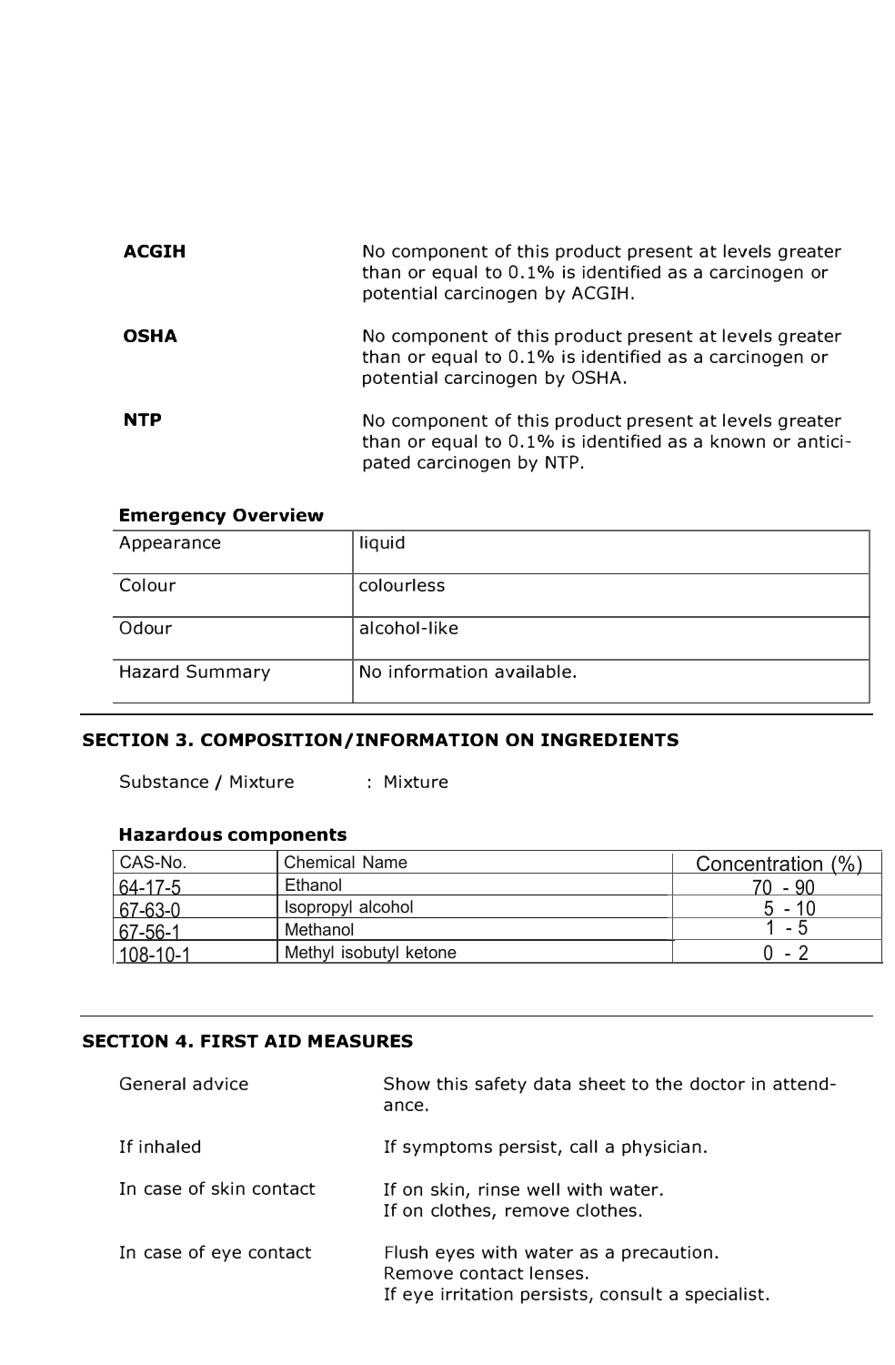| | |
|---|---|
| **ACGIH** | No component of this product present at levels greater than or equal to 0.1% is identified as a carcinogen or potential carcinogen by ACGIH. |
| **OSHA** | No component of this product present at levels greater than or equal to 0.1% is identified as a carcinogen or potential carcinogen by OSHA. |
| **NTP** | No component of this product present at levels greater than or equal to 0.1% is identified as a known or anticipated carcinogen by NTP. |

**Emergency Overview**

| | |
|---|---|
| Appearance | liquid |
| Colour | colourless |
| Odour | alcohol-like |
| Hazard Summary | No information available. |

## SECTION 3. COMPOSITION/INFORMATION ON INGREDIENTS

Substance / Mixture : Mixture

**Hazardous components**

| CAS-No. | Chemical Name | Concentration (%) |
|---|---|---|
| 64-17-5 | Ethanol | 70 - 90 |
| 67-63-0 | Isopropyl alcohol | 5 - 10 |
| 67-56-1 | Methanol | 1 - 5 |
| 108-10-1 | Methyl isobutyl ketone | 0 - 2 |

## SECTION 4. FIRST AID MEASURES

| | |
|---|---|
| General advice | Show this safety data sheet to the doctor in attendance. |
| If inhaled | If symptoms persist, call a physician. |
| In case of skin contact | If on skin, rinse well with water.<br>If on clothes, remove clothes. |
| In case of eye contact | Flush eyes with water as a precaution.<br>Remove contact lenses.<br>If eye irritation persists, consult a specialist. |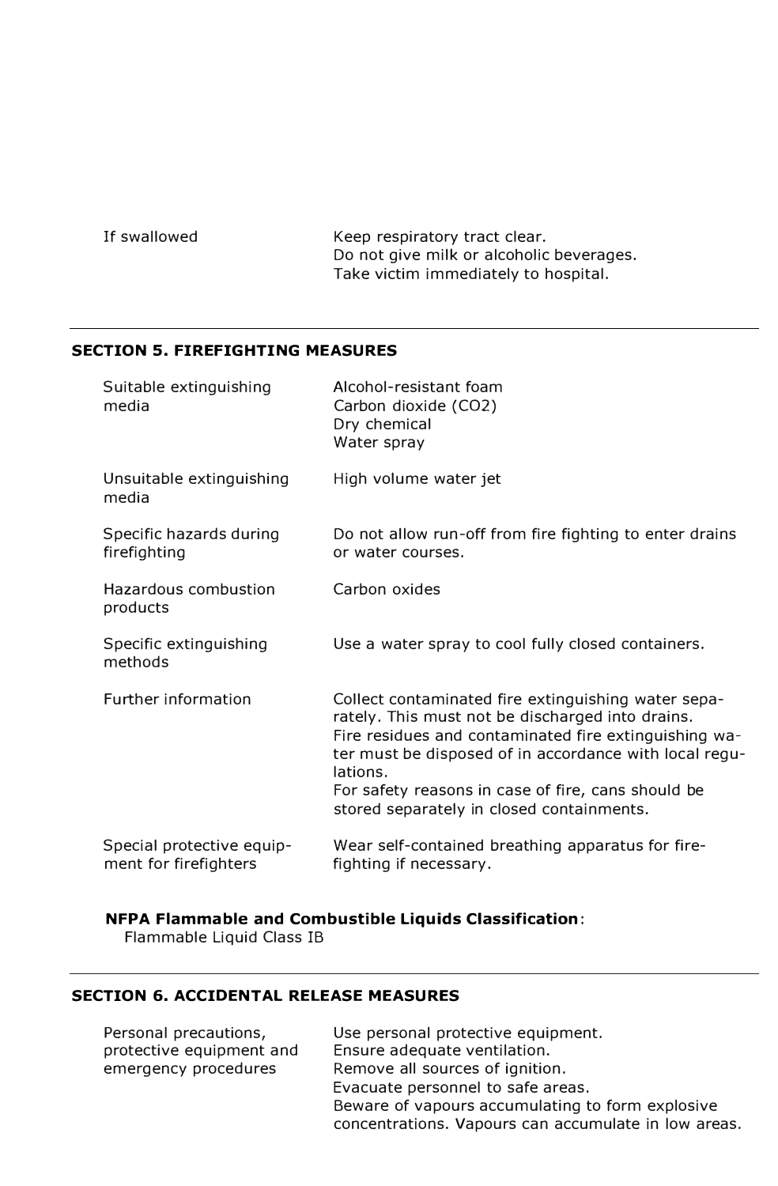| | |
|---|---|
| If swallowed | Keep respiratory tract clear.<br>Do not give milk or alcoholic beverages.<br>Take victim immediately to hospital. |

## SECTION 5. FIREFIGHTING MEASURES

| | |
|---|---|
| Suitable extinguishing media | Alcohol-resistant foam<br>Carbon dioxide ($CO_2$)<br>Dry chemical<br>Water spray |
| Unsuitable extinguishing media | High volume water jet |
| Specific hazards during firefighting | Do not allow run-off from fire fighting to enter drains or water courses. |
| Hazardous combustion products | Carbon oxides |
| Specific extinguishing methods | Use a water spray to cool fully closed containers. |
| Further information | Collect contaminated fire extinguishing water separately. This must not be discharged into drains.<br>Fire residues and contaminated fire extinguishing water must be disposed of in accordance with local regulations.<br>For safety reasons in case of fire, cans should be stored separately in closed containments. |
| Special protective equipment for firefighters | Wear self-contained breathing apparatus for firefighting if necessary. |

**NFPA Flammable and Combustible Liquids Classification**:
Flammable Liquid Class IB

## SECTION 6. ACCIDENTAL RELEASE MEASURES

| | |
|---|---|
| Personal precautions, protective equipment and emergency procedures | Use personal protective equipment.<br>Ensure adequate ventilation.<br>Remove all sources of ignition.<br>Evacuate personnel to safe areas.<br>Beware of vapours accumulating to form explosive concentrations. Vapours can accumulate in low areas. |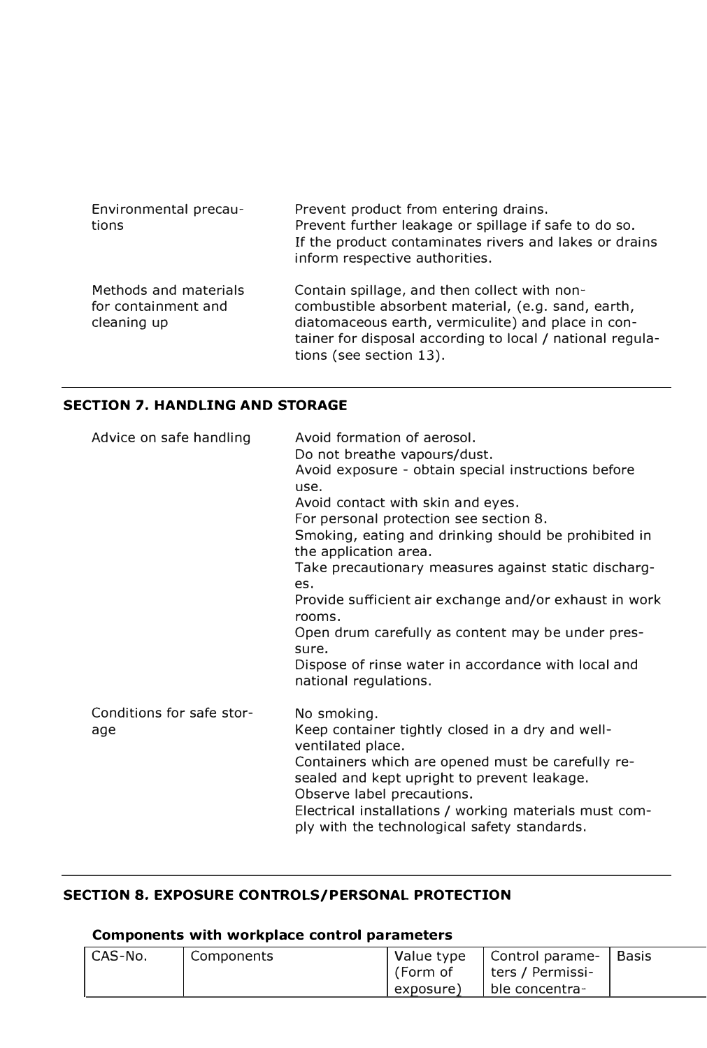| | |
|---|---|
| Environmental precautions | Prevent product from entering drains.<br>Prevent further leakage or spillage if safe to do so.<br>If the product contaminates rivers and lakes or drains inform respective authorities. |
| Methods and materials for containment and cleaning up | Contain spillage, and then collect with non-combustible absorbent material, (e.g. sand, earth, diatomaceous earth, vermiculite) and place in container for disposal according to local / national regulations (see section 13). |

## SECTION 7. HANDLING AND STORAGE

| | |
|---|---|
| Advice on safe handling | Avoid formation of aerosol.<br>Do not breathe vapours/dust.<br>Avoid exposure - obtain special instructions before use.<br>Avoid contact with skin and eyes.<br>For personal protection see section 8.<br>Smoking, eating and drinking should be prohibited in the application area.<br>Take precautionary measures against static discharges.<br>Provide sufficient air exchange and/or exhaust in work rooms.<br>Open drum carefully as content may be under pressure.<br>Dispose of rinse water in accordance with local and national regulations. |
| Conditions for safe storage | No smoking.<br>Keep container tightly closed in a dry and well-ventilated place.<br>Containers which are opened must be carefully resealed and kept upright to prevent leakage.<br>Observe label precautions.<br>Electrical installations / working materials must comply with the technological safety standards. |

## SECTION 8. EXPOSURE CONTROLS/PERSONAL PROTECTION

### Components with workplace control parameters

| CAS-No. | Components | Value type (Form of exposure) | Control parameters / Permissible concentra- | Basis |
|---|---|---|---|---|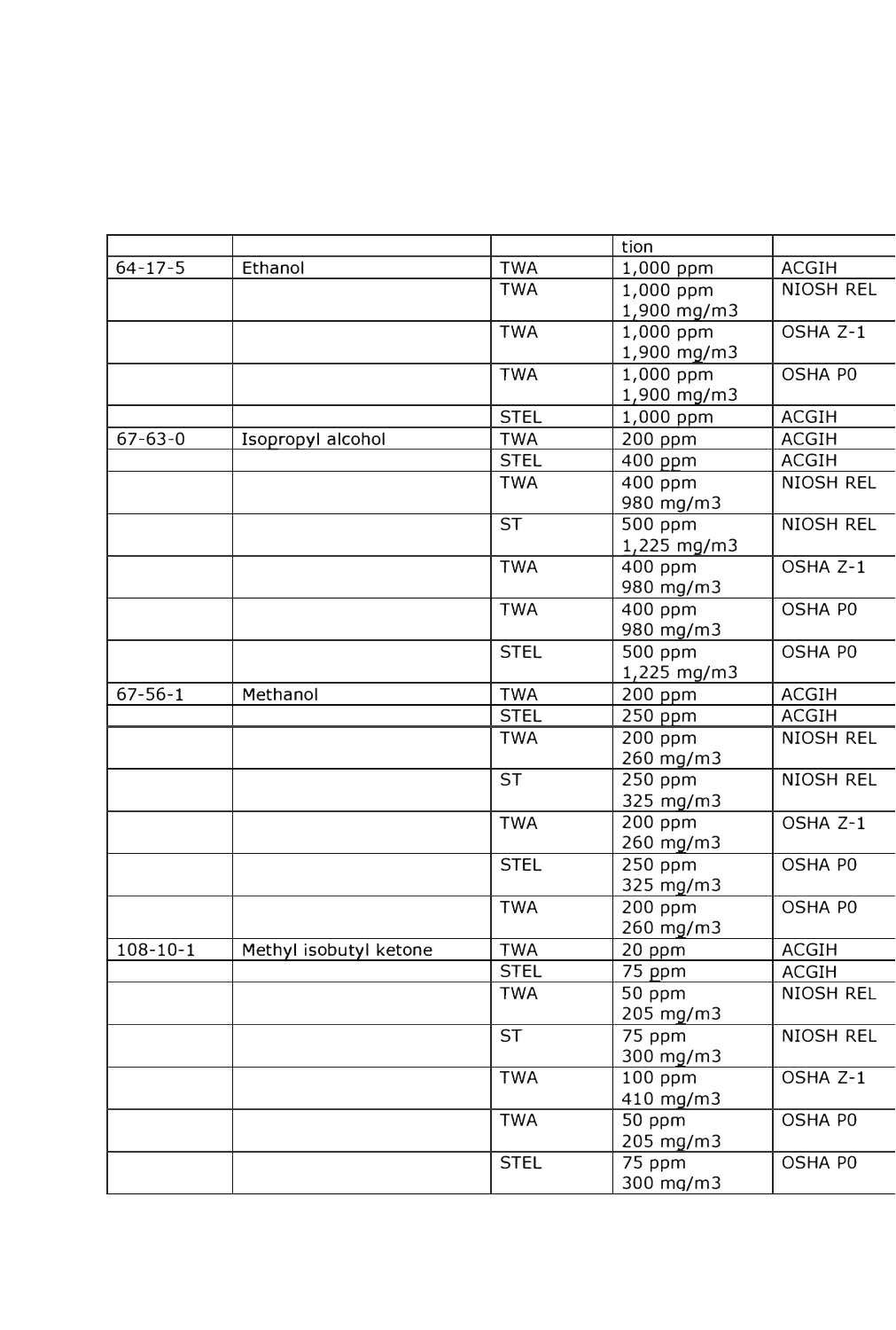|  |  |  | tion |  |
|---|---|---|---|---|
| 64-17-5 | Ethanol | TWA | 1,000 ppm | ACGIH |
|  |  | TWA | 1,000 ppm<br>1,900 mg/m3 | NIOSH REL |
|  |  | TWA | 1,000 ppm<br>1,900 mg/m3 | OSHA Z-1 |
|  |  | TWA | 1,000 ppm<br>1,900 mg/m3 | OSHA P0 |
|  |  | STEL | 1,000 ppm | ACGIH |
| 67-63-0 | Isopropyl alcohol | TWA | 200 ppm | ACGIH |
|  |  | STEL | 400 ppm | ACGIH |
|  |  | TWA | 400 ppm<br>980 mg/m3 | NIOSH REL |
|  |  | ST | 500 ppm<br>1,225 mg/m3 | NIOSH REL |
|  |  | TWA | 400 ppm<br>980 mg/m3 | OSHA Z-1 |
|  |  | TWA | 400 ppm<br>980 mg/m3 | OSHA P0 |
|  |  | STEL | 500 ppm<br>1,225 mg/m3 | OSHA P0 |
| 67-56-1 | Methanol | TWA | 200 ppm | ACGIH |
|  |  | STEL | 250 ppm | ACGIH |
|  |  | TWA | 200 ppm<br>260 mg/m3 | NIOSH REL |
|  |  | ST | 250 ppm<br>325 mg/m3 | NIOSH REL |
|  |  | TWA | 200 ppm<br>260 mg/m3 | OSHA Z-1 |
|  |  | STEL | 250 ppm<br>325 mg/m3 | OSHA P0 |
|  |  | TWA | 200 ppm<br>260 mg/m3 | OSHA P0 |
| 108-10-1 | Methyl isobutyl ketone | TWA | 20 ppm | ACGIH |
|  |  | STEL | 75 ppm | ACGIH |
|  |  | TWA | 50 ppm<br>205 mg/m3 | NIOSH REL |
|  |  | ST | 75 ppm<br>300 mg/m3 | NIOSH REL |
|  |  | TWA | 100 ppm<br>410 mg/m3 | OSHA Z-1 |
|  |  | TWA | 50 ppm<br>205 mg/m3 | OSHA P0 |
|  |  | STEL | 75 ppm<br>300 mg/m3 | OSHA P0 |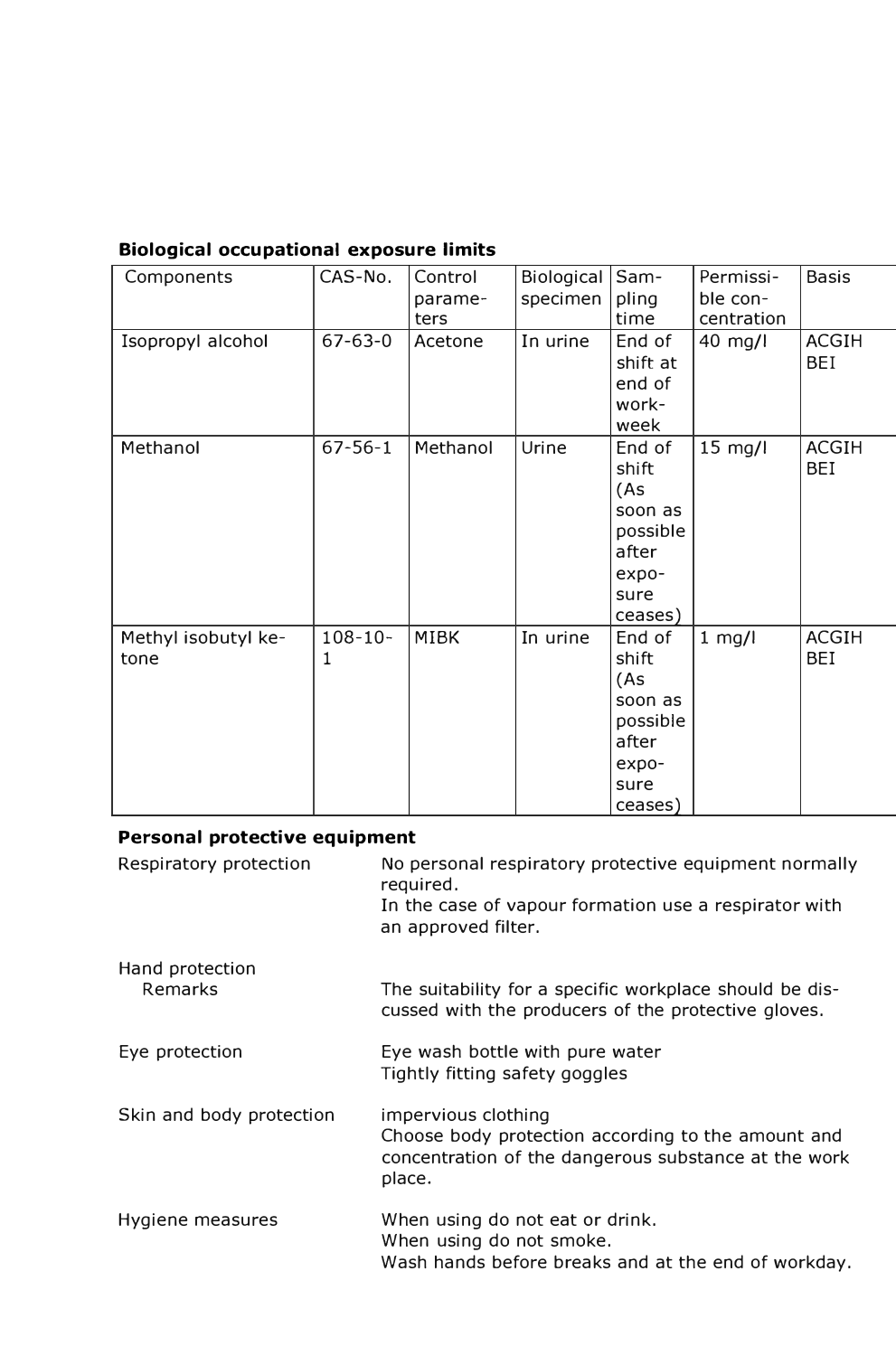**Biological occupational exposure limits**

| Components | CAS-No. | Control parameters | Biological specimen | Sampling time | Permissible concentration | Basis |
|---|---|---|---|---|---|---|
| Isopropyl alcohol | 67-63-0 | Acetone | In urine | End of shift at end of workweek | 40 mg/l | ACGIH BEI |
| Methanol | 67-56-1 | Methanol | Urine | End of shift (As soon as possible after exposure ceases) | 15 mg/l | ACGIH BEI |
| Methyl isobutyl ketone | 108-10-1 | MIBK | In urine | End of shift (As soon as possible after exposure ceases) | 1 mg/l | ACGIH BEI |

**Personal protective equipment**

Respiratory protection: No personal respiratory protective equipment normally required.
In the case of vapour formation use a respirator with an approved filter.

Hand protection
Remarks: The suitability for a specific workplace should be discussed with the producers of the protective gloves.

Eye protection: Eye wash bottle with pure water
Tightly fitting safety goggles

Skin and body protection: impervious clothing
Choose body protection according to the amount and concentration of the dangerous substance at the work place.

Hygiene measures: When using do not eat or drink.
When using do not smoke.
Wash hands before breaks and at the end of workday.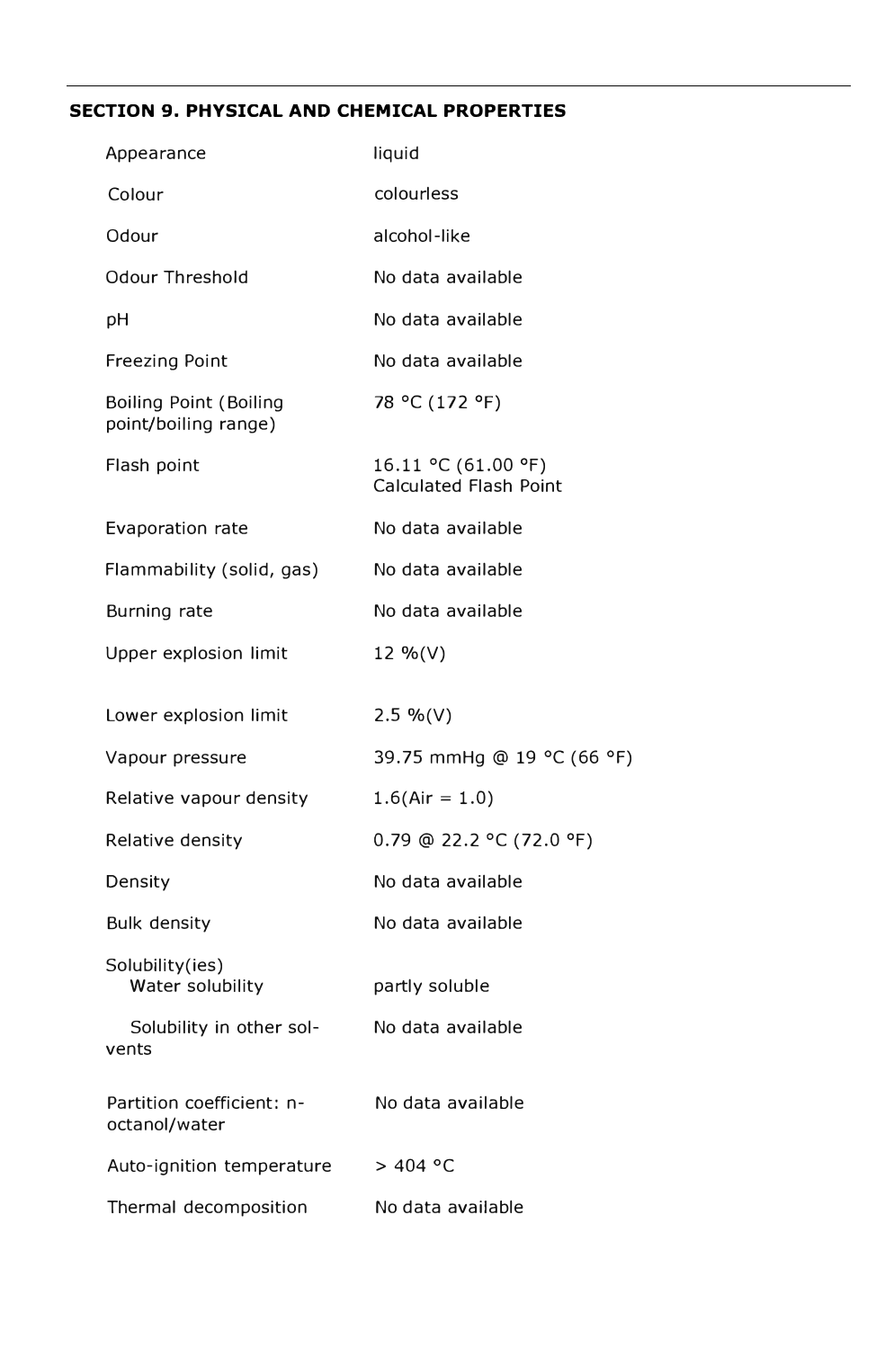## SECTION 9. PHYSICAL AND CHEMICAL PROPERTIES

| Property | Value |
|---|---|
| Appearance | liquid |
| Colour | colourless |
| Odour | alcohol-like |
| Odour Threshold | No data available |
| pH | No data available |
| Freezing Point | No data available |
| Boiling Point (Boiling point/boiling range) | 78 °C (172 °F) |
| Flash point | 16.11 °C (61.00 °F) Calculated Flash Point |
| Evaporation rate | No data available |
| Flammability (solid, gas) | No data available |
| Burning rate | No data available |
| Upper explosion limit | 12 %(V) |
| Lower explosion limit | 2.5 %(V) |
| Vapour pressure | 39.75 mmHg @ 19 °C (66 °F) |
| Relative vapour density | 1.6(Air = 1.0) |
| Relative density | 0.79 @ 22.2 °C (72.0 °F) |
| Density | No data available |
| Bulk density | No data available |
| Solubility(ies) | |
| Water solubility | partly soluble |
| Solubility in other solvents | No data available |
| Partition coefficient: n-octanol/water | No data available |
| Auto-ignition temperature | > 404 °C |
| Thermal decomposition | No data available |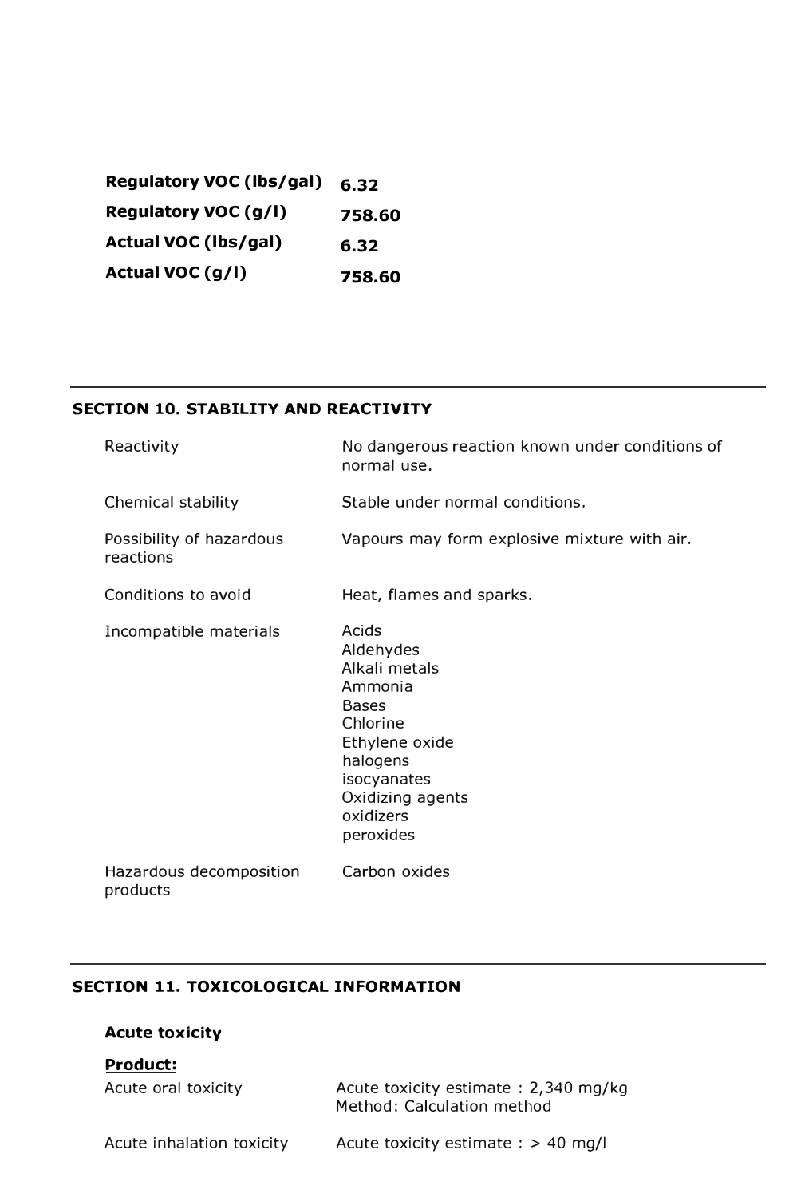| | |
|---|---|
| **Regulatory VOC (lbs/gal)** | **6.32** |
| **Regulatory VOC (g/l)** | **758.60** |
| **Actual VOC (lbs/gal)** | **6.32** |
| **Actual VOC (g/l)** | **758.60** |

## SECTION 10. STABILITY AND REACTIVITY

| | |
|---|---|
| Reactivity | No dangerous reaction known under conditions of normal use. |
| Chemical stability | Stable under normal conditions. |
| Possibility of hazardous reactions | Vapours may form explosive mixture with air. |
| Conditions to avoid | Heat, flames and sparks. |
| Incompatible materials | Acids<br>Aldehydes<br>Alkali metals<br>Ammonia<br>Bases<br>Chlorine<br>Ethylene oxide<br>halogens<br>isocyanates<br>Oxidizing agents<br>oxidizers<br>peroxides |
| Hazardous decomposition products | Carbon oxides |

## SECTION 11. TOXICOLOGICAL INFORMATION

### Acute toxicity

**Product:**

| | |
|---|---|
| Acute oral toxicity | Acute toxicity estimate : 2,340 mg/kg<br>Method: Calculation method |
| Acute inhalation toxicity | Acute toxicity estimate : > 40 mg/l |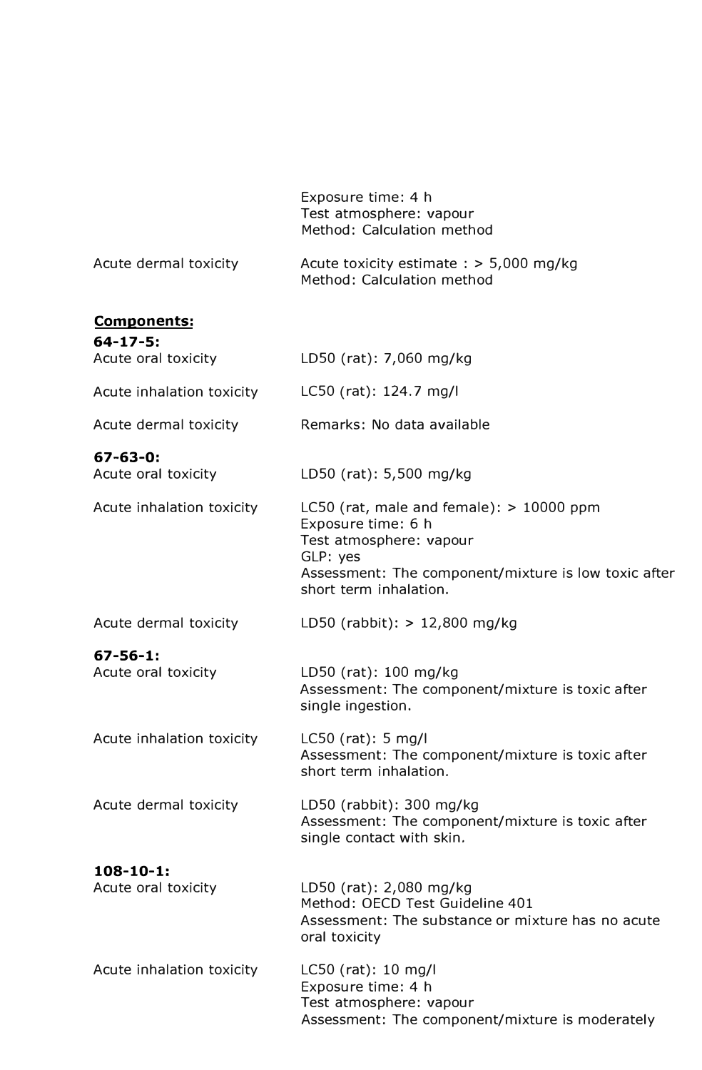Exposure time: 4 h
Test atmosphere: vapour
Method: Calculation method

| | |
|---|---|
| Acute dermal toxicity | Acute toxicity estimate : > 5,000 mg/kg<br>Method: Calculation method |

**Components:**

**64-17-5:**

| | |
|---|---|
| Acute oral toxicity | LD50 (rat): 7,060 mg/kg |
| Acute inhalation toxicity | LC50 (rat): 124.7 mg/l |
| Acute dermal toxicity | Remarks: No data available |

**67-63-0:**

| | |
|---|---|
| Acute oral toxicity | LD50 (rat): 5,500 mg/kg |
| Acute inhalation toxicity | LC50 (rat, male and female): > 10000 ppm<br>Exposure time: 6 h<br>Test atmosphere: vapour<br>GLP: yes<br>Assessment: The component/mixture is low toxic after short term inhalation. |
| Acute dermal toxicity | LD50 (rabbit): > 12,800 mg/kg |

**67-56-1:**

| | |
|---|---|
| Acute oral toxicity | LD50 (rat): 100 mg/kg<br>Assessment: The component/mixture is toxic after single ingestion. |
| Acute inhalation toxicity | LC50 (rat): 5 mg/l<br>Assessment: The component/mixture is toxic after short term inhalation. |
| Acute dermal toxicity | LD50 (rabbit): 300 mg/kg<br>Assessment: The component/mixture is toxic after single contact with skin. |

**108-10-1:**

| | |
|---|---|
| Acute oral toxicity | LD50 (rat): 2,080 mg/kg<br>Method: OECD Test Guideline 401<br>Assessment: The substance or mixture has no acute oral toxicity |
| Acute inhalation toxicity | LC50 (rat): 10 mg/l<br>Exposure time: 4 h<br>Test atmosphere: vapour<br>Assessment: The component/mixture is moderately |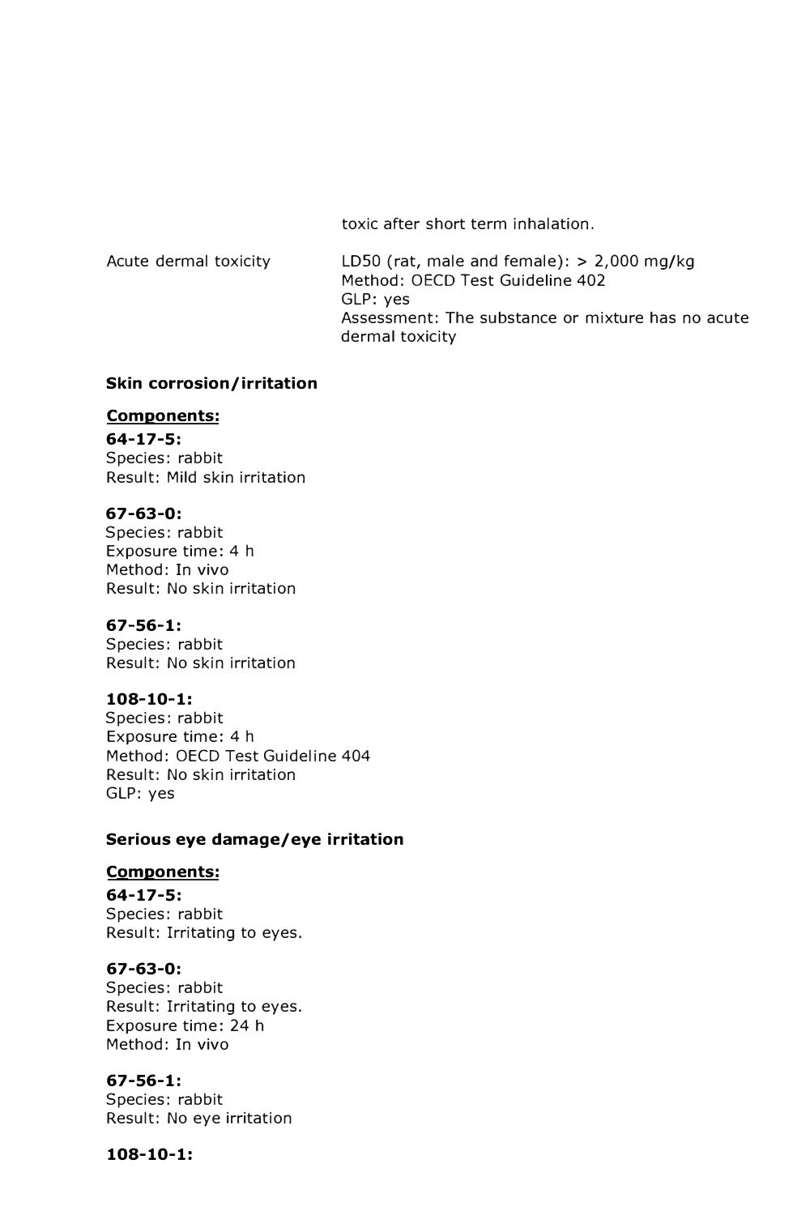toxic after short term inhalation.

Acute dermal toxicity

LD50 (rat, male and female): > 2,000 mg/kg
Method: OECD Test Guideline 402
GLP: yes
Assessment: The substance or mixture has no acute dermal toxicity

**Skin corrosion/irritation**

**Components:**

**64-17-5:**
Species: rabbit
Result: Mild skin irritation

**67-63-0:**
Species: rabbit
Exposure time: 4 h
Method: In vivo
Result: No skin irritation

**67-56-1:**
Species: rabbit
Result: No skin irritation

**108-10-1:**
Species: rabbit
Exposure time: 4 h
Method: OECD Test Guideline 404
Result: No skin irritation
GLP: yes

**Serious eye damage/eye irritation**

**Components:**

**64-17-5:**
Species: rabbit
Result: Irritating to eyes.

**67-63-0:**
Species: rabbit
Result: Irritating to eyes.
Exposure time: 24 h
Method: In vivo

**67-56-1:**
Species: rabbit
Result: No eye irritation

**108-10-1:**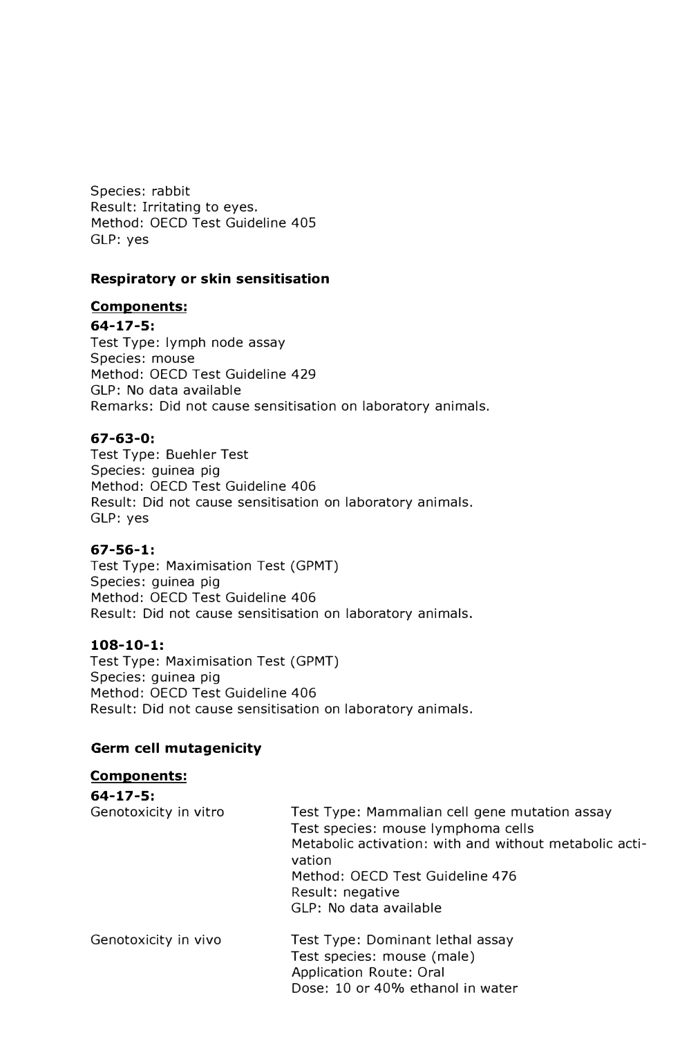Species: rabbit
Result: Irritating to eyes.
Method: OECD Test Guideline 405
GLP: yes

**Respiratory or skin sensitisation**

**Components:**

**64-17-5:**
Test Type: lymph node assay
Species: mouse
Method: OECD Test Guideline 429
GLP: No data available
Remarks: Did not cause sensitisation on laboratory animals.

**67-63-0:**
Test Type: Buehler Test
Species: guinea pig
Method: OECD Test Guideline 406
Result: Did not cause sensitisation on laboratory animals.
GLP: yes

**67-56-1:**
Test Type: Maximisation Test (GPMT)
Species: guinea pig
Method: OECD Test Guideline 406
Result: Did not cause sensitisation on laboratory animals.

**108-10-1:**
Test Type: Maximisation Test (GPMT)
Species: guinea pig
Method: OECD Test Guideline 406
Result: Did not cause sensitisation on laboratory animals.

**Germ cell mutagenicity**

**Components:**

**64-17-5:**

Genotoxicity in vitro
: Test Type: Mammalian cell gene mutation assay
Test species: mouse lymphoma cells
Metabolic activation: with and without metabolic activation
Method: OECD Test Guideline 476
Result: negative
GLP: No data available

Genotoxicity in vivo
: Test Type: Dominant lethal assay
Test species: mouse (male)
Application Route: Oral
Dose: 10 or 40% ethanol in water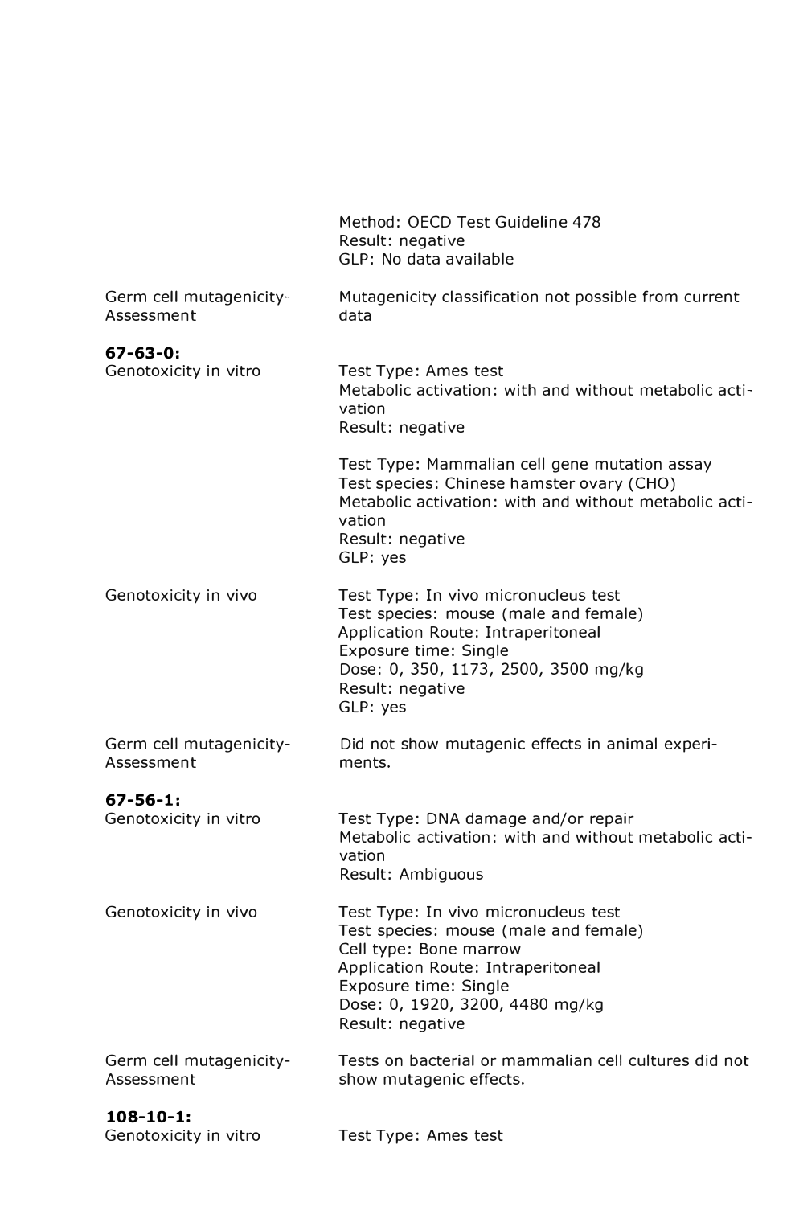| | |
|---|---|
| | Method: OECD Test Guideline 478<br>Result: negative<br>GLP: No data available |
| Germ cell mutagenicity-Assessment | Mutagenicity classification not possible from current data |

**67-63-0:**

| | |
|---|---|
| Genotoxicity in vitro | Test Type: Ames test<br>Metabolic activation: with and without metabolic activation<br>Result: negative |
| | Test Type: Mammalian cell gene mutation assay<br>Test species: Chinese hamster ovary (CHO)<br>Metabolic activation: with and without metabolic activation<br>Result: negative<br>GLP: yes |
| Genotoxicity in vivo | Test Type: In vivo micronucleus test<br>Test species: mouse (male and female)<br>Application Route: Intraperitoneal<br>Exposure time: Single<br>Dose: 0, 350, 1173, 2500, 3500 mg/kg<br>Result: negative<br>GLP: yes |
| Germ cell mutagenicity-Assessment | Did not show mutagenic effects in animal experiments. |

**67-56-1:**

| | |
|---|---|
| Genotoxicity in vitro | Test Type: DNA damage and/or repair<br>Metabolic activation: with and without metabolic activation<br>Result: Ambiguous |
| Genotoxicity in vivo | Test Type: In vivo micronucleus test<br>Test species: mouse (male and female)<br>Cell type: Bone marrow<br>Application Route: Intraperitoneal<br>Exposure time: Single<br>Dose: 0, 1920, 3200, 4480 mg/kg<br>Result: negative |
| Germ cell mutagenicity-Assessment | Tests on bacterial or mammalian cell cultures did not show mutagenic effects. |

**108-10-1:**

| | |
|---|---|
| Genotoxicity in vitro | Test Type: Ames test |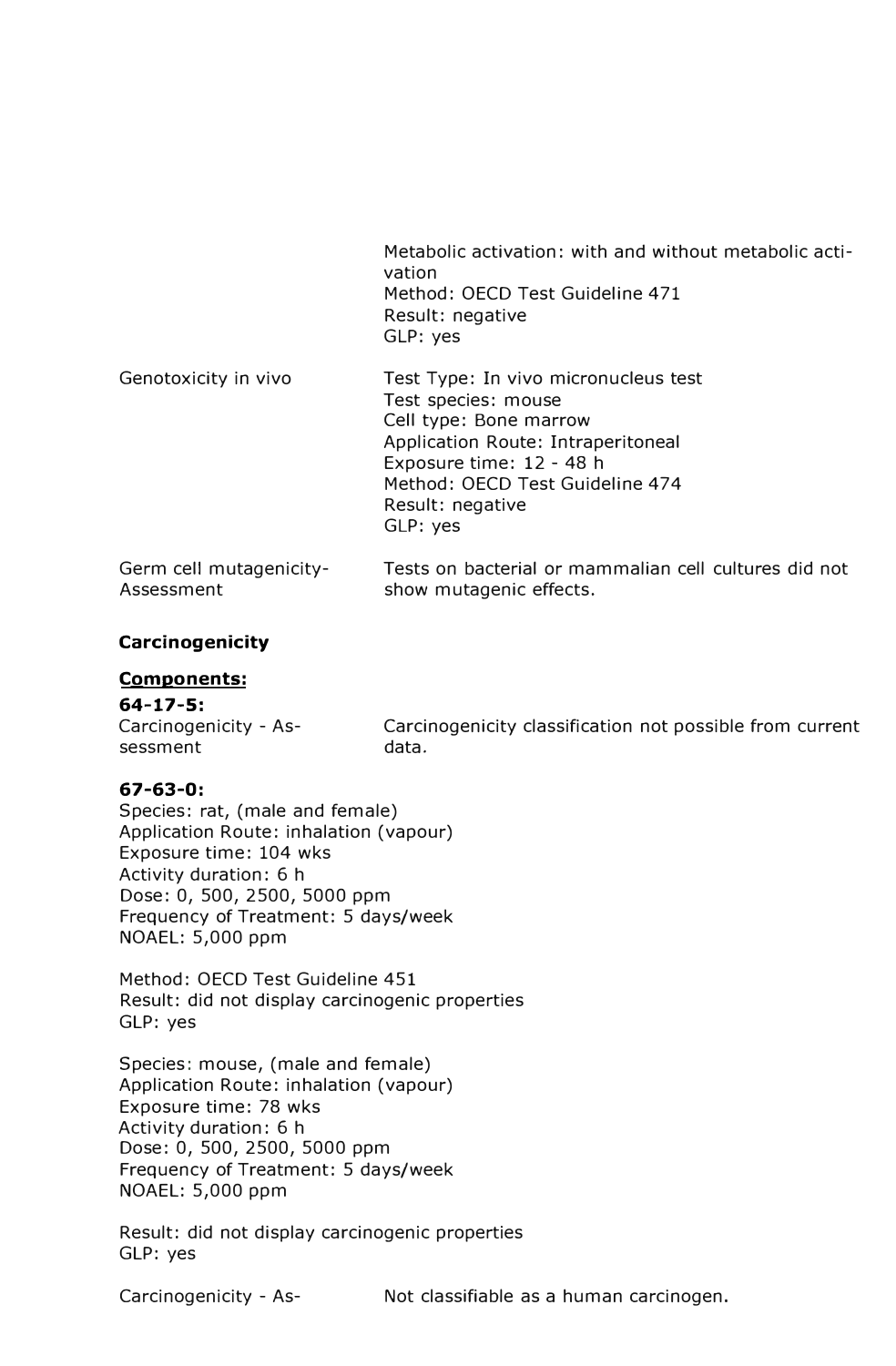| | |
|---|---|
| | Metabolic activation: with and without metabolic activation<br>Method: OECD Test Guideline 471<br>Result: negative<br>GLP: yes |
| Genotoxicity in vivo | Test Type: In vivo micronucleus test<br>Test species: mouse<br>Cell type: Bone marrow<br>Application Route: Intraperitoneal<br>Exposure time: 12 - 48 h<br>Method: OECD Test Guideline 474<br>Result: negative<br>GLP: yes |
| Germ cell mutagenicity-Assessment | Tests on bacterial or mammalian cell cultures did not show mutagenic effects. |

**Carcinogenicity**

**Components:**

**64-17-5:**

| | |
|---|---|
| Carcinogenicity - Assessment | Carcinogenicity classification not possible from current data. |

**67-63-0:**

Species: rat, (male and female)
Application Route: inhalation (vapour)
Exposure time: 104 wks
Activity duration: 6 h
Dose: 0, 500, 2500, 5000 ppm
Frequency of Treatment: 5 days/week
NOAEL: 5,000 ppm

Method: OECD Test Guideline 451
Result: did not display carcinogenic properties
GLP: yes

Species: mouse, (male and female)
Application Route: inhalation (vapour)
Exposure time: 78 wks
Activity duration: 6 h
Dose: 0, 500, 2500, 5000 ppm
Frequency of Treatment: 5 days/week
NOAEL: 5,000 ppm

Result: did not display carcinogenic properties
GLP: yes

| | |
|---|---|
| Carcinogenicity - As- | Not classifiable as a human carcinogen. |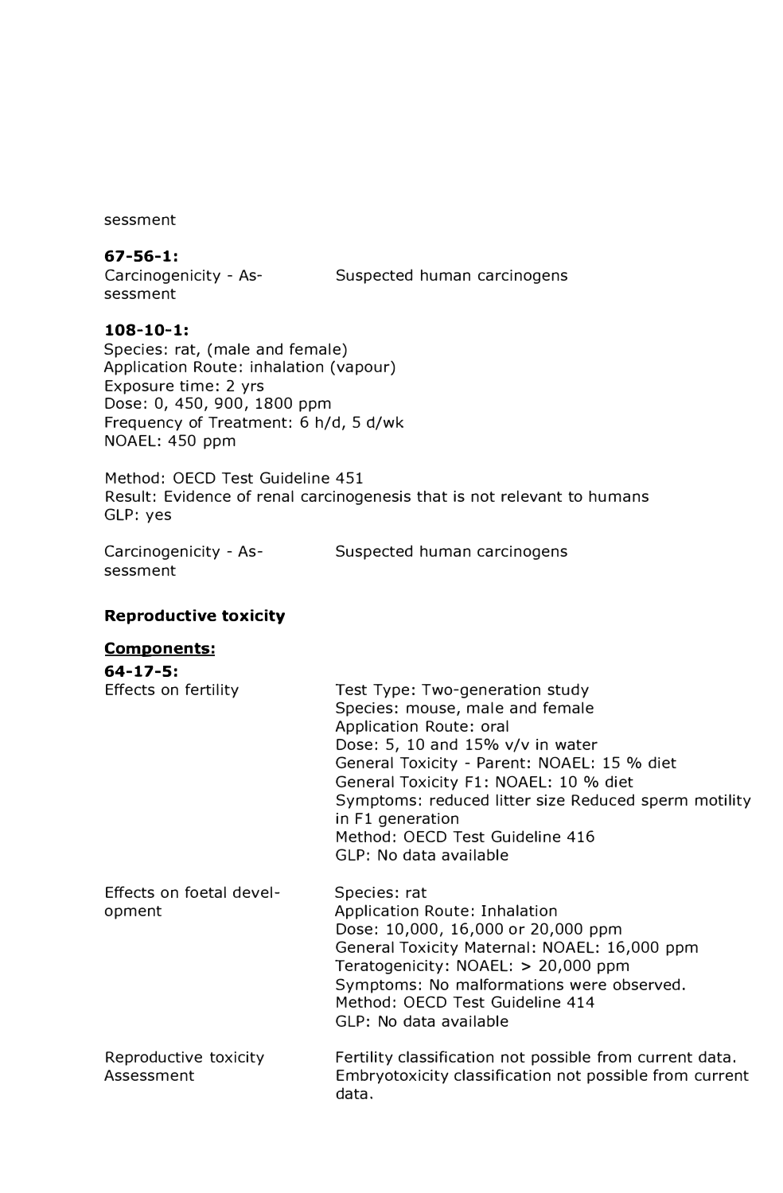sessment

**67-56-1:**

| | |
|---|---|
| Carcinogenicity - Assessment | Suspected human carcinogens |

**108-10-1:**

Species: rat, (male and female)
Application Route: inhalation (vapour)
Exposure time: 2 yrs
Dose: 0, 450, 900, 1800 ppm
Frequency of Treatment: 6 h/d, 5 d/wk
NOAEL: 450 ppm

Method: OECD Test Guideline 451
Result: Evidence of renal carcinogenesis that is not relevant to humans
GLP: yes

| | |
|---|---|
| Carcinogenicity - Assessment | Suspected human carcinogens |

**Reproductive toxicity**

**Components:**

**64-17-5:**

| | |
|---|---|
| Effects on fertility | Test Type: Two-generation study<br>Species: mouse, male and female<br>Application Route: oral<br>Dose: 5, 10 and 15% v/v in water<br>General Toxicity - Parent: NOAEL: 15 % diet<br>General Toxicity F1: NOAEL: 10 % diet<br>Symptoms: reduced litter size Reduced sperm motility in F1 generation<br>Method: OECD Test Guideline 416<br>GLP: No data available |
| Effects on foetal development | Species: rat<br>Application Route: Inhalation<br>Dose: 10,000, 16,000 or 20,000 ppm<br>General Toxicity Maternal: NOAEL: 16,000 ppm<br>Teratogenicity: NOAEL: > 20,000 ppm<br>Symptoms: No malformations were observed.<br>Method: OECD Test Guideline 414<br>GLP: No data available |
| Reproductive toxicity Assessment | Fertility classification not possible from current data.<br>Embryotoxicity classification not possible from current data. |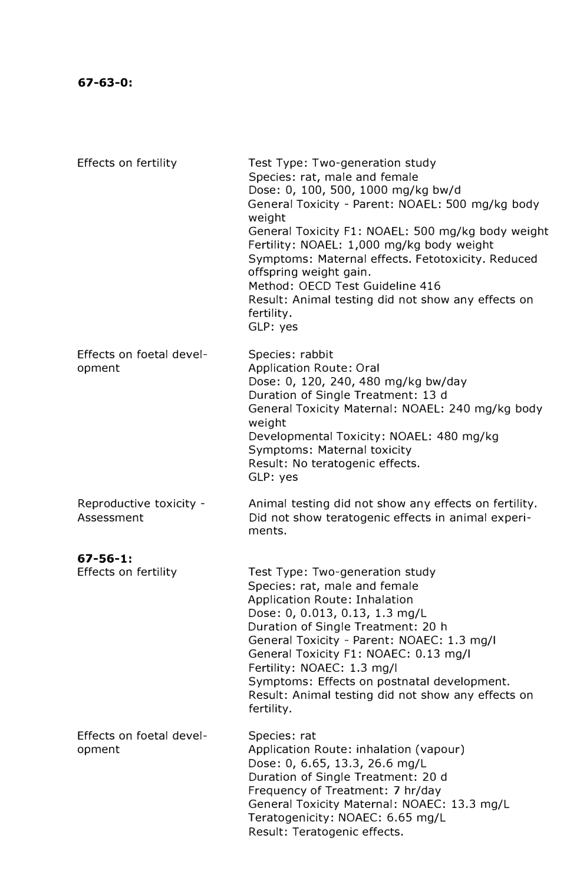**67-63-0:**

| | |
|---|---|
| Effects on fertility | Test Type: Two-generation study<br>Species: rat, male and female<br>Dose: 0, 100, 500, 1000 mg/kg bw/d<br>General Toxicity - Parent: NOAEL: 500 mg/kg body weight<br>General Toxicity F1: NOAEL: 500 mg/kg body weight<br>Fertility: NOAEL: 1,000 mg/kg body weight<br>Symptoms: Maternal effects. Fetotoxicity. Reduced offspring weight gain.<br>Method: OECD Test Guideline 416<br>Result: Animal testing did not show any effects on fertility.<br>GLP: yes |
| Effects on foetal development | Species: rabbit<br>Application Route: Oral<br>Dose: 0, 120, 240, 480 mg/kg bw/day<br>Duration of Single Treatment: 13 d<br>General Toxicity Maternal: NOAEL: 240 mg/kg body weight<br>Developmental Toxicity: NOAEL: 480 mg/kg<br>Symptoms: Maternal toxicity<br>Result: No teratogenic effects.<br>GLP: yes |
| Reproductive toxicity - Assessment | Animal testing did not show any effects on fertility.<br>Did not show teratogenic effects in animal experiments. |

**67-56-1:**

| | |
|---|---|
| Effects on fertility | Test Type: Two-generation study<br>Species: rat, male and female<br>Application Route: Inhalation<br>Dose: 0, 0.013, 0.13, 1.3 mg/L<br>Duration of Single Treatment: 20 h<br>General Toxicity - Parent: NOAEC: 1.3 mg/l<br>General Toxicity F1: NOAEC: 0.13 mg/l<br>Fertility: NOAEC: 1.3 mg/l<br>Symptoms: Effects on postnatal development.<br>Result: Animal testing did not show any effects on fertility. |
| Effects on foetal development | Species: rat<br>Application Route: inhalation (vapour)<br>Dose: 0, 6.65, 13.3, 26.6 mg/L<br>Duration of Single Treatment: 20 d<br>Frequency of Treatment: 7 hr/day<br>General Toxicity Maternal: NOAEC: 13.3 mg/L<br>Teratogenicity: NOAEC: 6.65 mg/L<br>Result: Teratogenic effects. |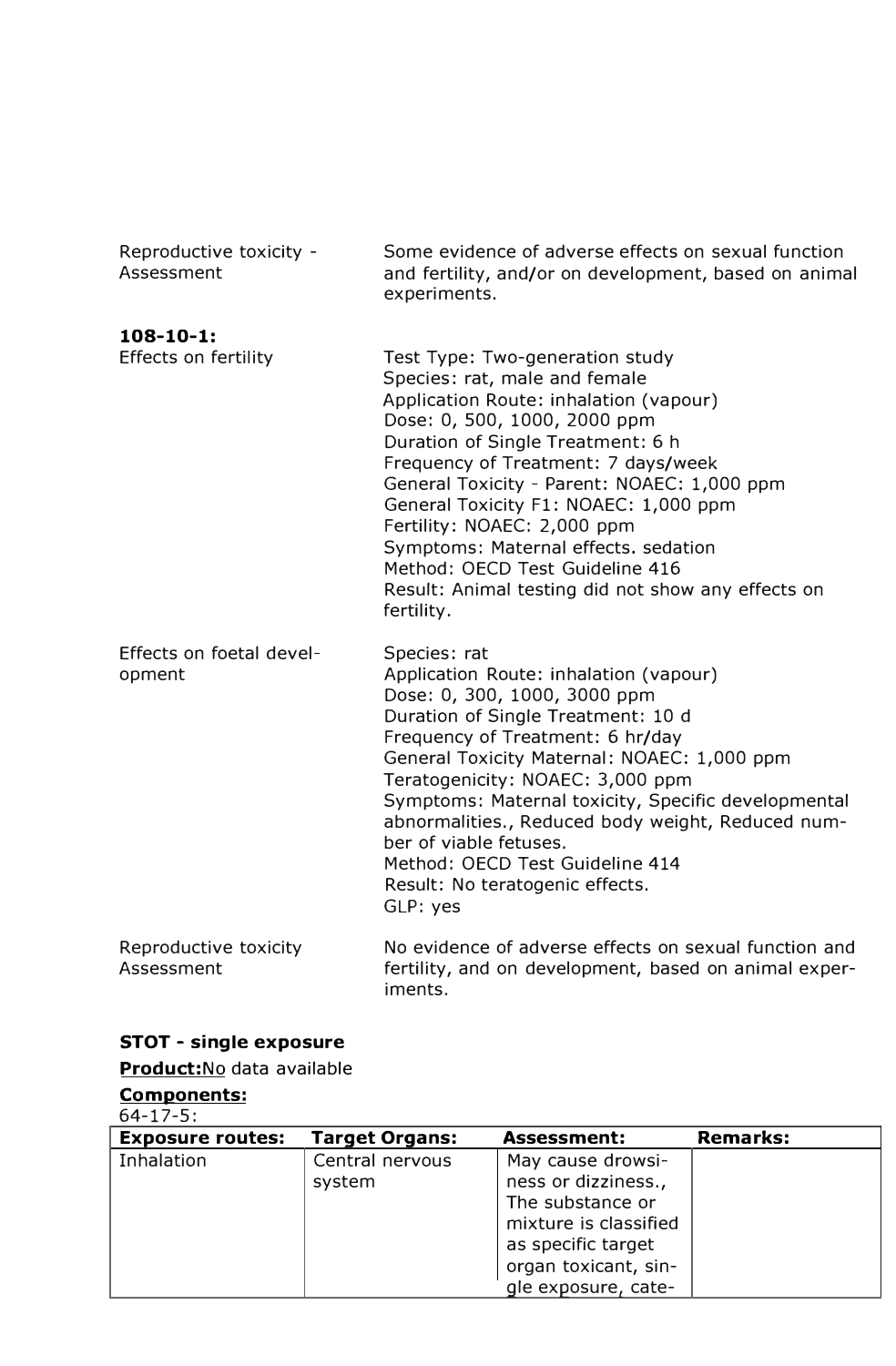| | |
|---|---|
| Reproductive toxicity - Assessment | Some evidence of adverse effects on sexual function and fertility, and/or on development, based on animal experiments. |

**108-10-1:**

| | |
|---|---|
| Effects on fertility | Test Type: Two-generation study<br>Species: rat, male and female<br>Application Route: inhalation (vapour)<br>Dose: 0, 500, 1000, 2000 ppm<br>Duration of Single Treatment: 6 h<br>Frequency of Treatment: 7 days/week<br>General Toxicity - Parent: NOAEC: 1,000 ppm<br>General Toxicity F1: NOAEC: 1,000 ppm<br>Fertility: NOAEC: 2,000 ppm<br>Symptoms: Maternal effects. sedation<br>Method: OECD Test Guideline 416<br>Result: Animal testing did not show any effects on fertility. |
| Effects on foetal development | Species: rat<br>Application Route: inhalation (vapour)<br>Dose: 0, 300, 1000, 3000 ppm<br>Duration of Single Treatment: 10 d<br>Frequency of Treatment: 6 hr/day<br>General Toxicity Maternal: NOAEC: 1,000 ppm<br>Teratogenicity: NOAEC: 3,000 ppm<br>Symptoms: Maternal toxicity, Specific developmental abnormalities., Reduced body weight, Reduced number of viable fetuses.<br>Method: OECD Test Guideline 414<br>Result: No teratogenic effects.<br>GLP: yes |
| Reproductive toxicity Assessment | No evidence of adverse effects on sexual function and fertility, and on development, based on animal experiments. |

**STOT - single exposure**

**Product:** No data available

**Components:**

64-17-5:

| Exposure routes: | Target Organs: | Assessment: | Remarks: |
|---|---|---|---|
| Inhalation | Central nervous system | May cause drowsiness or dizziness., The substance or mixture is classified as specific target organ toxicant, single exposure, cate- | |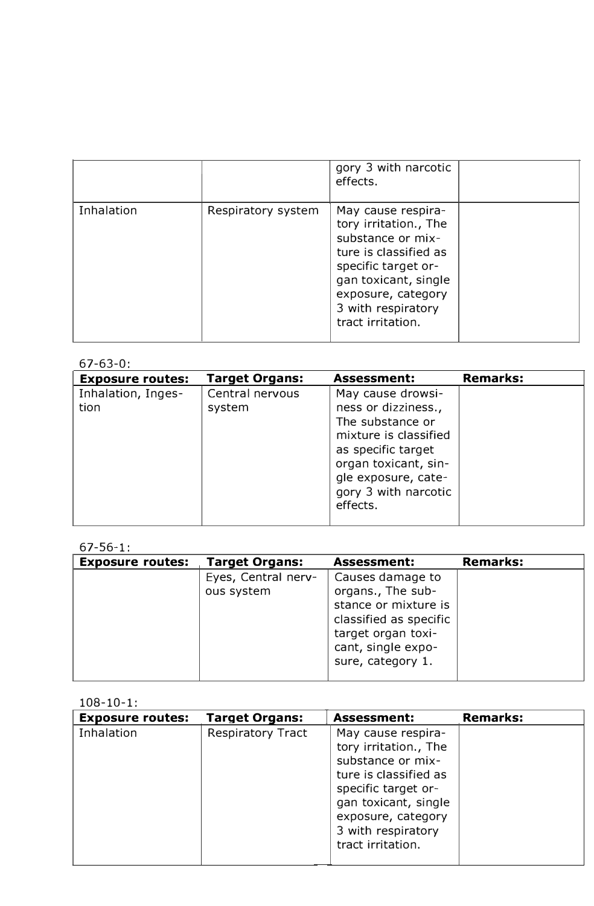| | | gory 3 with narcotic effects. | |
|---|---|---|---|
| Inhalation | Respiratory system | May cause respiratory irritation., The substance or mixture is classified as specific target organ toxicant, single exposure, category 3 with respiratory tract irritation. | |

67-63-0:

| Exposure routes: | Target Organs: | Assessment: | Remarks: |
|---|---|---|---|
| Inhalation, Ingestion | Central nervous system | May cause drowsiness or dizziness., The substance or mixture is classified as specific target organ toxicant, single exposure, category 3 with narcotic effects. | |

67-56-1:

| Exposure routes: | Target Organs: | Assessment: | Remarks: |
|---|---|---|---|
| | Eyes, Central nervous system | Causes damage to organs., The substance or mixture is classified as specific target organ toxicant, single exposure, category 1. | |

108-10-1:

| Exposure routes: | Target Organs: | Assessment: | Remarks: |
|---|---|---|---|
| Inhalation | Respiratory Tract | May cause respiratory irritation., The substance or mixture is classified as specific target organ toxicant, single exposure, category 3 with respiratory tract irritation. | |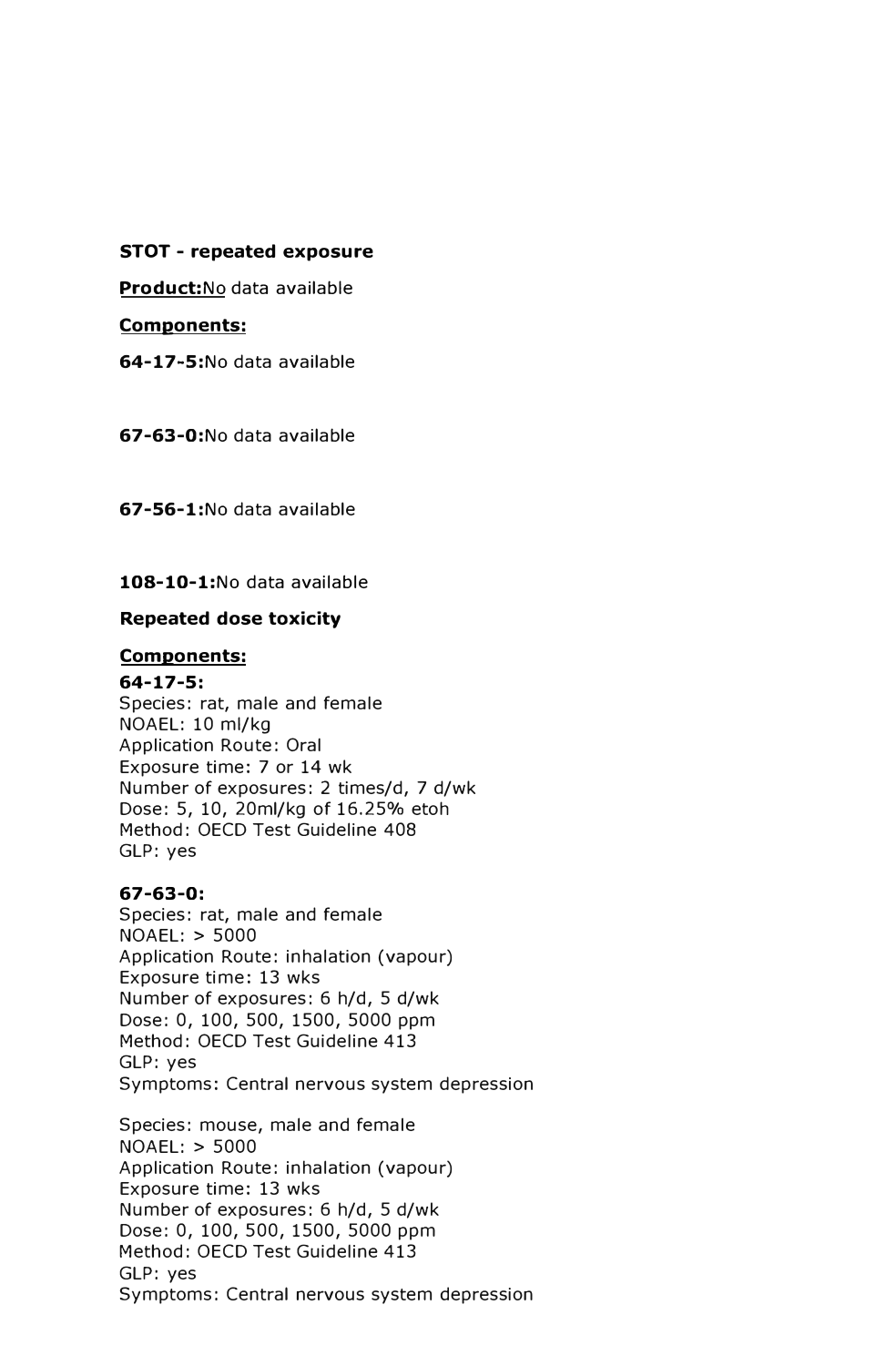**STOT - repeated exposure**

**Product:** No data available

**Components:**

**64-17-5:** No data available

**67-63-0:** No data available

**67-56-1:** No data available

**108-10-1:** No data available

**Repeated dose toxicity**

**Components:**

**64-17-5:**
Species: rat, male and female
NOAEL: 10 ml/kg
Application Route: Oral
Exposure time: 7 or 14 wk
Number of exposures: 2 times/d, 7 d/wk
Dose: 5, 10, 20ml/kg of 16.25% etoh
Method: OECD Test Guideline 408
GLP: yes

**67-63-0:**
Species: rat, male and female
NOAEL: > 5000
Application Route: inhalation (vapour)
Exposure time: 13 wks
Number of exposures: 6 h/d, 5 d/wk
Dose: 0, 100, 500, 1500, 5000 ppm
Method: OECD Test Guideline 413
GLP: yes
Symptoms: Central nervous system depression

Species: mouse, male and female
NOAEL: > 5000
Application Route: inhalation (vapour)
Exposure time: 13 wks
Number of exposures: 6 h/d, 5 d/wk
Dose: 0, 100, 500, 1500, 5000 ppm
Method: OECD Test Guideline 413
GLP: yes
Symptoms: Central nervous system depression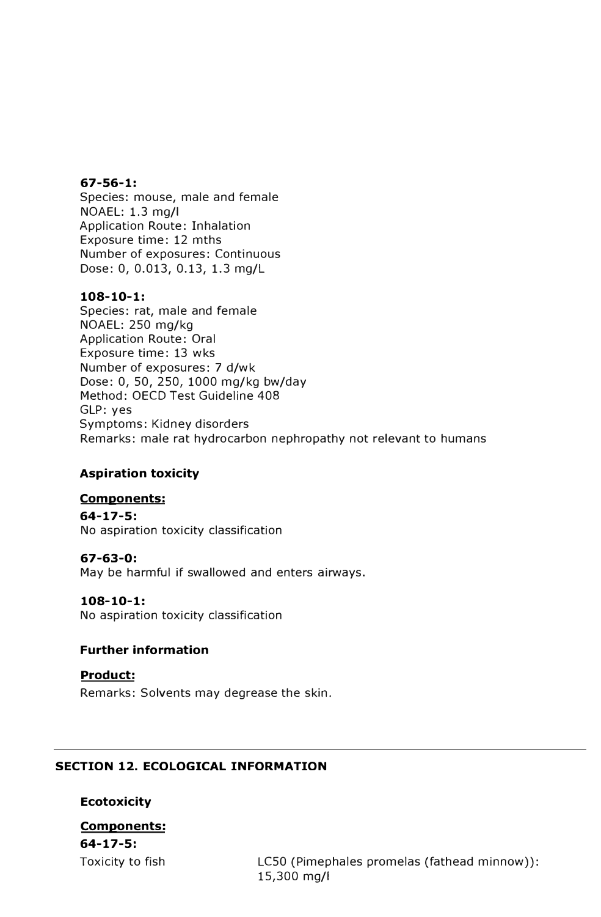**67-56-1:**
Species: mouse, male and female
NOAEL: 1.3 mg/l
Application Route: Inhalation
Exposure time: 12 mths
Number of exposures: Continuous
Dose: 0, 0.013, 0.13, 1.3 mg/L

**108-10-1:**
Species: rat, male and female
NOAEL: 250 mg/kg
Application Route: Oral
Exposure time: 13 wks
Number of exposures: 7 d/wk
Dose: 0, 50, 250, 1000 mg/kg bw/day
Method: OECD Test Guideline 408
GLP: yes
Symptoms: Kidney disorders
Remarks: male rat hydrocarbon nephropathy not relevant to humans

### Aspiration toxicity

**Components:**

**64-17-5:**
No aspiration toxicity classification

**67-63-0:**
May be harmful if swallowed and enters airways.

**108-10-1:**
No aspiration toxicity classification

### Further information

**Product:**
Remarks: Solvents may degrease the skin.

---

## SECTION 12. ECOLOGICAL INFORMATION

### Ecotoxicity

**Components:**

**64-17-5:**

| | |
|---|---|
| Toxicity to fish | LC50 (Pimephales promelas (fathead minnow)): 15,300 mg/l |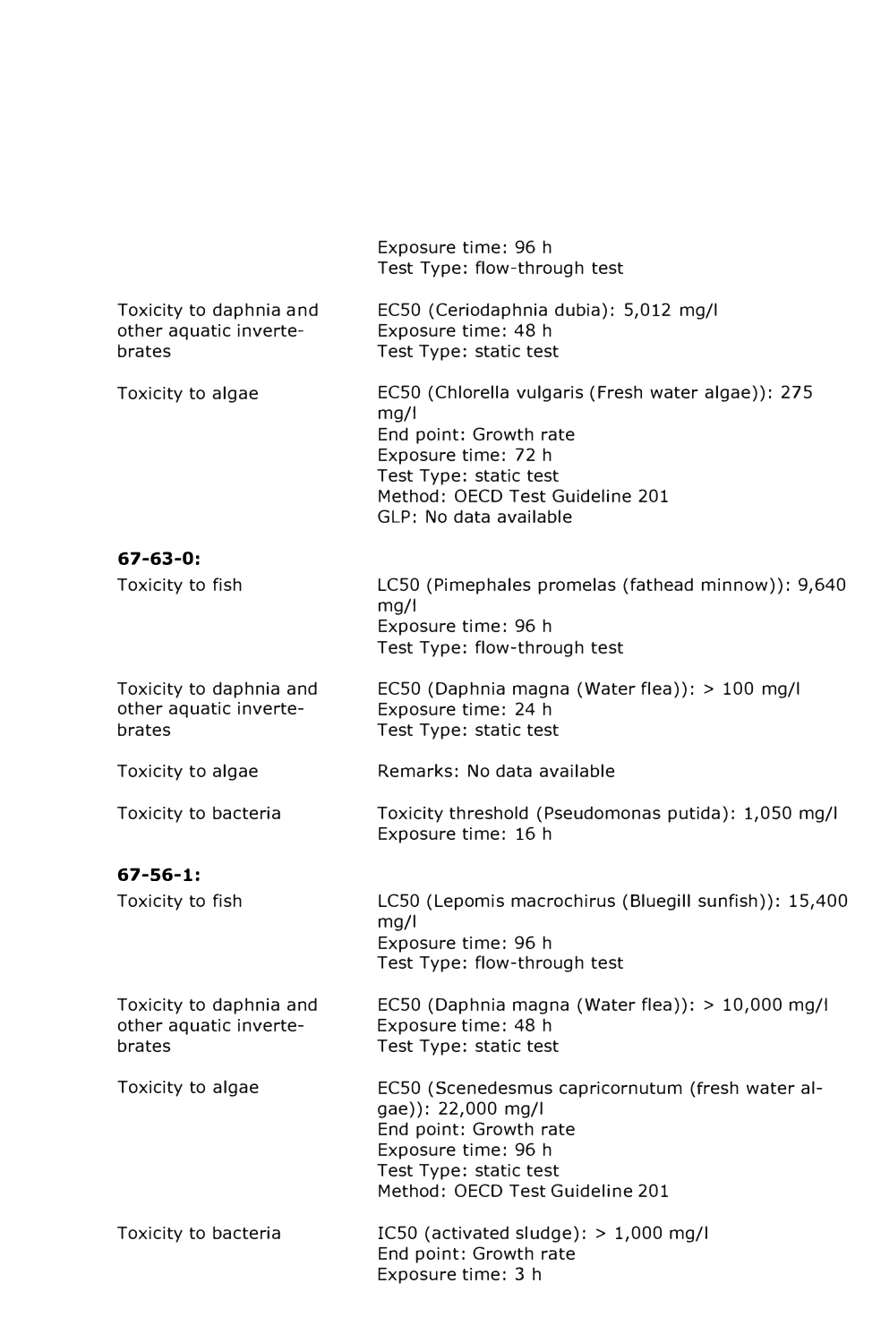| | |
|---|---|
| | Exposure time: 96 h<br>Test Type: flow-through test |
| Toxicity to daphnia and other aquatic invertebrates | EC50 (Ceriodaphnia dubia): 5,012 mg/l<br>Exposure time: 48 h<br>Test Type: static test |
| Toxicity to algae | EC50 (Chlorella vulgaris (Fresh water algae)): 275 mg/l<br>End point: Growth rate<br>Exposure time: 72 h<br>Test Type: static test<br>Method: OECD Test Guideline 201<br>GLP: No data available |

**67-63-0:**

| | |
|---|---|
| Toxicity to fish | LC50 (Pimephales promelas (fathead minnow)): 9,640 mg/l<br>Exposure time: 96 h<br>Test Type: flow-through test |
| Toxicity to daphnia and other aquatic invertebrates | EC50 (Daphnia magna (Water flea)): > 100 mg/l<br>Exposure time: 24 h<br>Test Type: static test |
| Toxicity to algae | Remarks: No data available |
| Toxicity to bacteria | Toxicity threshold (Pseudomonas putida): 1,050 mg/l<br>Exposure time: 16 h |

**67-56-1:**

| | |
|---|---|
| Toxicity to fish | LC50 (Lepomis macrochirus (Bluegill sunfish)): 15,400 mg/l<br>Exposure time: 96 h<br>Test Type: flow-through test |
| Toxicity to daphnia and other aquatic invertebrates | EC50 (Daphnia magna (Water flea)): > 10,000 mg/l<br>Exposure time: 48 h<br>Test Type: static test |
| Toxicity to algae | EC50 (Scenedesmus capricornutum (fresh water algae)): 22,000 mg/l<br>End point: Growth rate<br>Exposure time: 96 h<br>Test Type: static test<br>Method: OECD Test Guideline 201 |
| Toxicity to bacteria | IC50 (activated sludge): > 1,000 mg/l<br>End point: Growth rate<br>Exposure time: 3 h |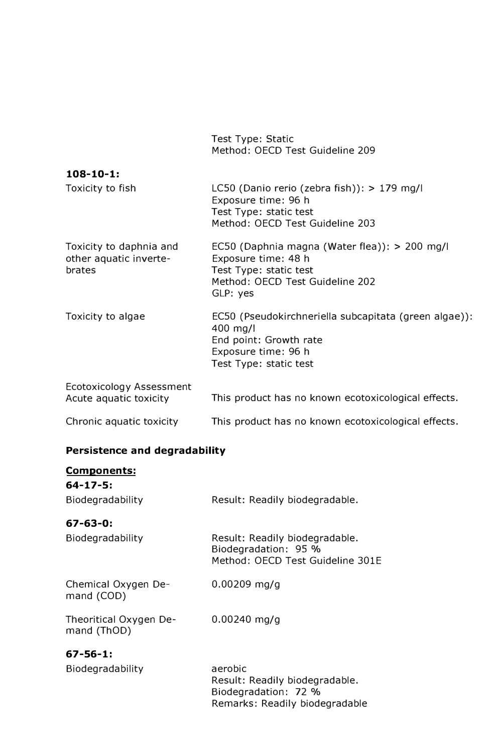| | |
|---|---|
| | Test Type: Static<br>Method: OECD Test Guideline 209 |

**108-10-1:**

| | |
|---|---|
| Toxicity to fish | LC50 (Danio rerio (zebra fish)): > 179 mg/l<br>Exposure time: 96 h<br>Test Type: static test<br>Method: OECD Test Guideline 203 |
| Toxicity to daphnia and other aquatic invertebrates | EC50 (Daphnia magna (Water flea)): > 200 mg/l<br>Exposure time: 48 h<br>Test Type: static test<br>Method: OECD Test Guideline 202<br>GLP: yes |
| Toxicity to algae | EC50 (Pseudokirchneriella subcapitata (green algae)): 400 mg/l<br>End point: Growth rate<br>Exposure time: 96 h<br>Test Type: static test |

| | |
|---|---|
| Ecotoxicology Assessment<br>Acute aquatic toxicity | This product has no known ecotoxicological effects. |
| Chronic aquatic toxicity | This product has no known ecotoxicological effects. |

**Persistence and degradability**

**Components:**

**64-17-5:**

| | |
|---|---|
| Biodegradability | Result: Readily biodegradable. |

**67-63-0:**

| | |
|---|---|
| Biodegradability | Result: Readily biodegradable.<br>Biodegradation: 95 %<br>Method: OECD Test Guideline 301E |
| Chemical Oxygen Demand (COD) | 0.00209 mg/g |
| Theoritical Oxygen Demand (ThOD) | 0.00240 mg/g |

**67-56-1:**

| | |
|---|---|
| Biodegradability | aerobic<br>Result: Readily biodegradable.<br>Biodegradation: 72 %<br>Remarks: Readily biodegradable |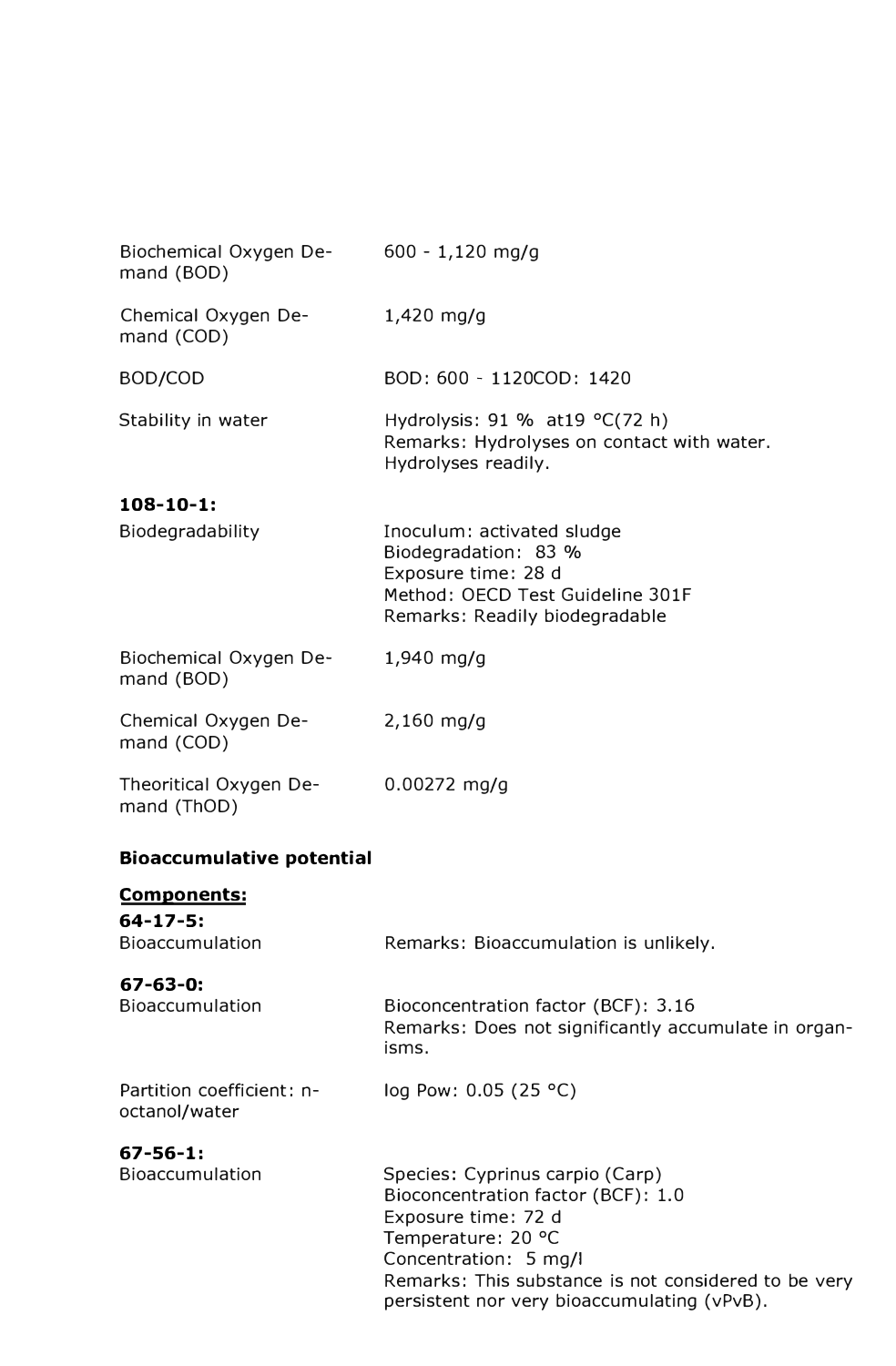| | |
|---|---|
| Biochemical Oxygen Demand (BOD) | 600 - 1,120 mg/g |
| Chemical Oxygen Demand (COD) | 1,420 mg/g |
| BOD/COD | BOD: 600 - 1120COD: 1420 |
| Stability in water | Hydrolysis: 91 % at19 °C(72 h)<br>Remarks: Hydrolyses on contact with water. Hydrolyses readily. |

**108-10-1:**

| | |
|---|---|
| Biodegradability | Inoculum: activated sludge<br>Biodegradation: 83 %<br>Exposure time: 28 d<br>Method: OECD Test Guideline 301F<br>Remarks: Readily biodegradable |
| Biochemical Oxygen Demand (BOD) | 1,940 mg/g |
| Chemical Oxygen Demand (COD) | 2,160 mg/g |
| Theoritical Oxygen Demand (ThOD) | 0.00272 mg/g |

**Bioaccumulative potential**

**Components:**

**64-17-5:**

| | |
|---|---|
| Bioaccumulation | Remarks: Bioaccumulation is unlikely. |

**67-63-0:**

| | |
|---|---|
| Bioaccumulation | Bioconcentration factor (BCF): 3.16<br>Remarks: Does not significantly accumulate in organisms. |
| Partition coefficient: n-octanol/water | log Pow: 0.05 (25 °C) |

**67-56-1:**

| | |
|---|---|
| Bioaccumulation | Species: Cyprinus carpio (Carp)<br>Bioconcentration factor (BCF): 1.0<br>Exposure time: 72 d<br>Temperature: 20 °C<br>Concentration: 5 mg/l<br>Remarks: This substance is not considered to be very persistent nor very bioaccumulating (vPvB). |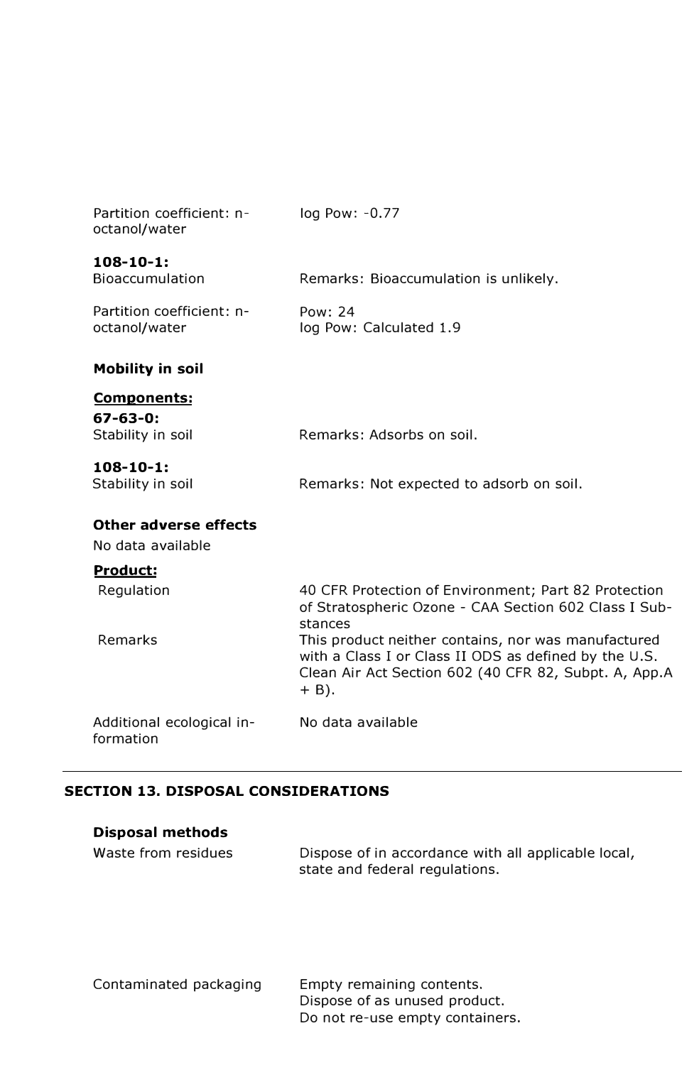| | |
|---|---|
| Partition coefficient: n-octanol/water | log Pow: -0.77 |

**108-10-1:**

| | |
|---|---|
| Bioaccumulation | Remarks: Bioaccumulation is unlikely. |
| Partition coefficient: n-octanol/water | Pow: 24<br>log Pow: Calculated 1.9 |

**Mobility in soil**

**Components:**

**67-63-0:**

| | |
|---|---|
| Stability in soil | Remarks: Adsorbs on soil. |

**108-10-1:**

| | |
|---|---|
| Stability in soil | Remarks: Not expected to adsorb on soil. |

**Other adverse effects**

No data available

**Product:**

| | |
|---|---|
| Regulation | 40 CFR Protection of Environment; Part 82 Protection of Stratospheric Ozone - CAA Section 602 Class I Substances |
| Remarks | This product neither contains, nor was manufactured with a Class I or Class II ODS as defined by the U.S. Clean Air Act Section 602 (40 CFR 82, Subpt. A, App.A + B). |
| Additional ecological information | No data available |

## SECTION 13. DISPOSAL CONSIDERATIONS

**Disposal methods**

| | |
|---|---|
| Waste from residues | Dispose of in accordance with all applicable local, state and federal regulations. |
| Contaminated packaging | Empty remaining contents.<br>Dispose of as unused product.<br>Do not re-use empty containers. |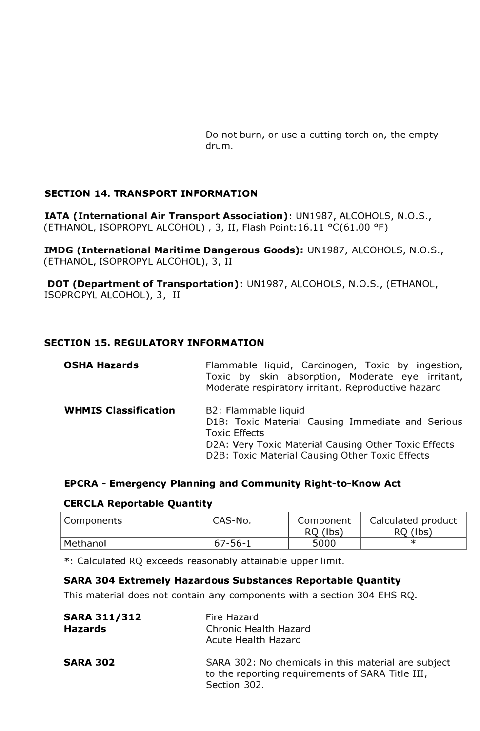Do not burn, or use a cutting torch on, the empty drum.

## SECTION 14. TRANSPORT INFORMATION

**IATA (International Air Transport Association)**: UN1987, ALCOHOLS, N.O.S., (ETHANOL, ISOPROPYL ALCOHOL) , 3, II, Flash Point:16.11 °C(61.00 °F)

**IMDG (International Maritime Dangerous Goods):** UN1987, ALCOHOLS, N.O.S., (ETHANOL, ISOPROPYL ALCOHOL), 3, II

**DOT (Department of Transportation)**: UN1987, ALCOHOLS, N.O.S., (ETHANOL, ISOPROPYL ALCOHOL), 3, II

## SECTION 15. REGULATORY INFORMATION

**OSHA Hazards**

Flammable liquid, Carcinogen, Toxic by ingestion, Toxic by skin absorption, Moderate eye irritant, Moderate respiratory irritant, Reproductive hazard

**WHMIS Classification**

B2: Flammable liquid
D1B: Toxic Material Causing Immediate and Serious Toxic Effects
D2A: Very Toxic Material Causing Other Toxic Effects
D2B: Toxic Material Causing Other Toxic Effects

### EPCRA - Emergency Planning and Community Right-to-Know Act

### CERCLA Reportable Quantity

| Components | CAS-No. | Component RQ (lbs) | Calculated product RQ (lbs) |
|---|---|---|---|
| Methanol | 67-56-1 | 5000 | * |

*: Calculated RQ exceeds reasonably attainable upper limit.

### SARA 304 Extremely Hazardous Substances Reportable Quantity

This material does not contain any components with a section 304 EHS RQ.

**SARA 311/312 Hazards**

Fire Hazard
Chronic Health Hazard
Acute Health Hazard

**SARA 302**

SARA 302: No chemicals in this material are subject to the reporting requirements of SARA Title III, Section 302.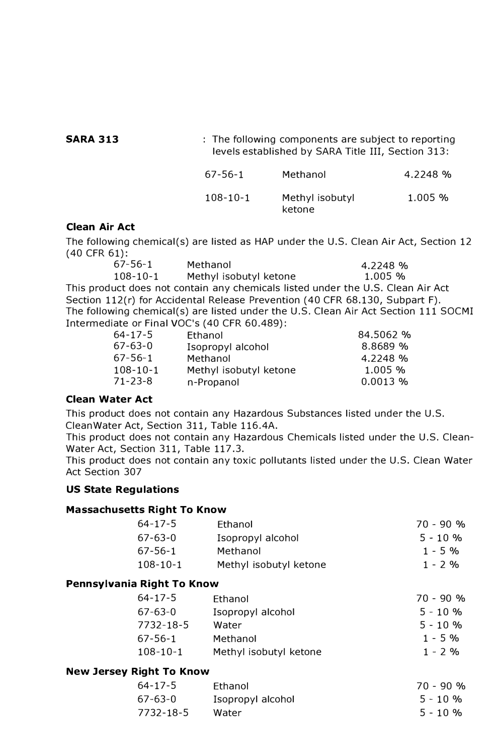**SARA 313** : The following components are subject to reporting levels established by SARA Title III, Section 313:

| | | |
|---|---|---|
| 67-56-1 | Methanol | 4.2248 % |
| 108-10-1 | Methyl isobutyl ketone | 1.005 % |

**Clean Air Act**

The following chemical(s) are listed as HAP under the U.S. Clean Air Act, Section 12 (40 CFR 61):

| | | |
|---|---|---|
| 67-56-1 | Methanol | 4.2248 % |
| 108-10-1 | Methyl isobutyl ketone | 1.005 % |

This product does not contain any chemicals listed under the U.S. Clean Air Act Section 112(r) for Accidental Release Prevention (40 CFR 68.130, Subpart F).

The following chemical(s) are listed under the U.S. Clean Air Act Section 111 SOCMI Intermediate or Final VOC's (40 CFR 60.489):

| | | |
|---|---|---|
| 64-17-5 | Ethanol | 84.5062 % |
| 67-63-0 | Isopropyl alcohol | 8.8689 % |
| 67-56-1 | Methanol | 4.2248 % |
| 108-10-1 | Methyl isobutyl ketone | 1.005 % |
| 71-23-8 | n-Propanol | 0.0013 % |

**Clean Water Act**

This product does not contain any Hazardous Substances listed under the U.S. CleanWater Act, Section 311, Table 116.4A.

This product does not contain any Hazardous Chemicals listed under the U.S. Clean-Water Act, Section 311, Table 117.3.

This product does not contain any toxic pollutants listed under the U.S. Clean Water Act Section 307

**US State Regulations**

**Massachusetts Right To Know**

| | | |
|---|---|---|
| 64-17-5 | Ethanol | 70 - 90 % |
| 67-63-0 | Isopropyl alcohol | 5 - 10 % |
| 67-56-1 | Methanol | 1 - 5 % |
| 108-10-1 | Methyl isobutyl ketone | 1 - 2 % |

**Pennsylvania Right To Know**

| | | |
|---|---|---|
| 64-17-5 | Ethanol | 70 - 90 % |
| 67-63-0 | Isopropyl alcohol | 5 - 10 % |
| 7732-18-5 | Water | 5 - 10 % |
| 67-56-1 | Methanol | 1 - 5 % |
| 108-10-1 | Methyl isobutyl ketone | 1 - 2 % |

**New Jersey Right To Know**

| | | |
|---|---|---|
| 64-17-5 | Ethanol | 70 - 90 % |
| 67-63-0 | Isopropyl alcohol | 5 - 10 % |
| 7732-18-5 | Water | 5 - 10 % |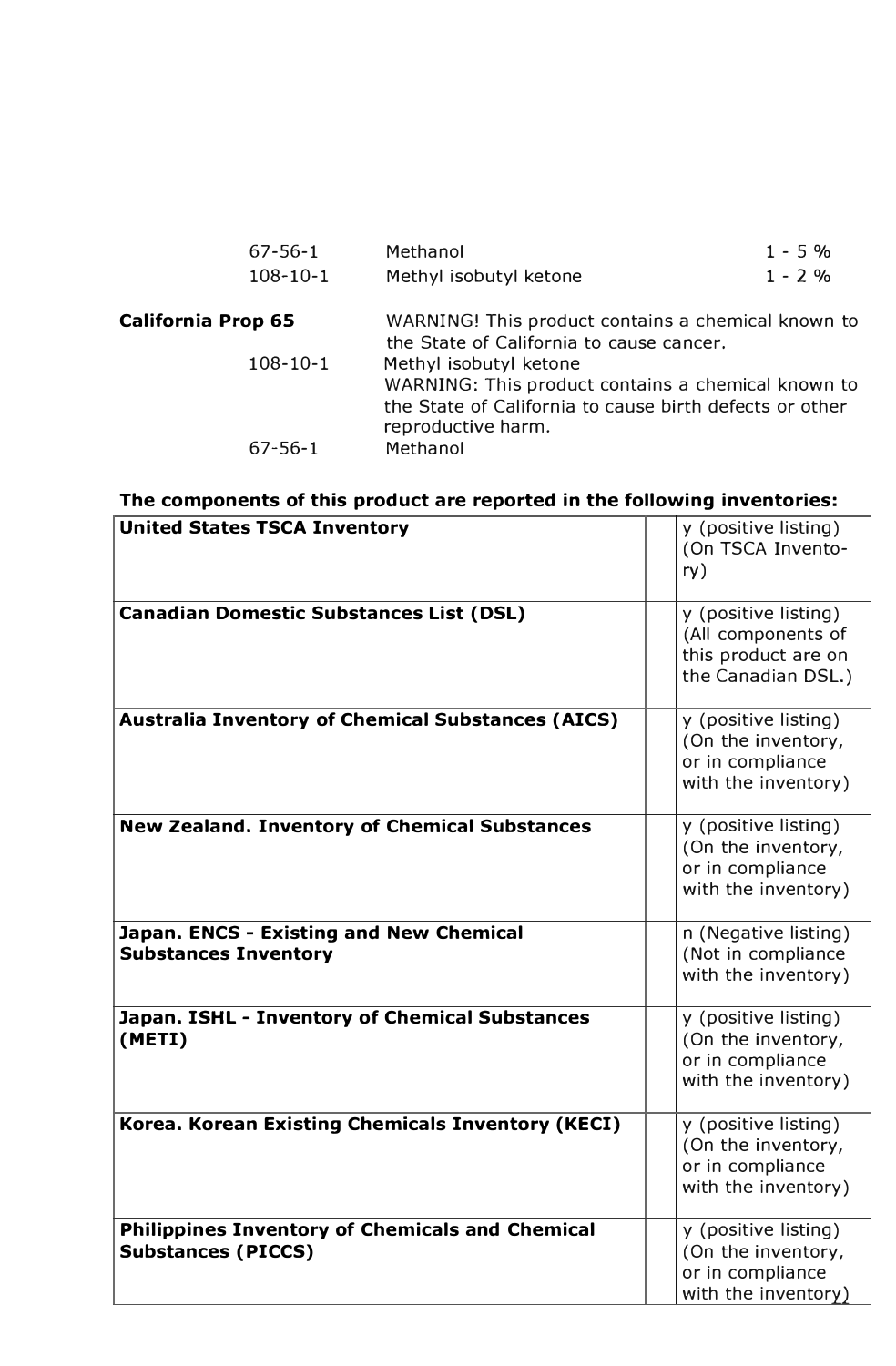| | | |
|---|---|---|
| 67-56-1 | Methanol | 1 - 5 % |
| 108-10-1 | Methyl isobutyl ketone | 1 - 2 % |

**California Prop 65** WARNING! This product contains a chemical known to the State of California to cause cancer.

108-10-1 Methyl isobutyl ketone

WARNING: This product contains a chemical known to the State of California to cause birth defects or other reproductive harm.

67-56-1 Methanol

**The components of this product are reported in the following inventories:**

| | | |
|---|---|---|
| **United States TSCA Inventory** | | y (positive listing) (On TSCA Inventory) |
| **Canadian Domestic Substances List (DSL)** | | y (positive listing) (All components of this product are on the Canadian DSL.) |
| **Australia Inventory of Chemical Substances (AICS)** | | y (positive listing) (On the inventory, or in compliance with the inventory) |
| **New Zealand. Inventory of Chemical Substances** | | y (positive listing) (On the inventory, or in compliance with the inventory) |
| **Japan. ENCS - Existing and New Chemical Substances Inventory** | | n (Negative listing) (Not in compliance with the inventory) |
| **Japan. ISHL - Inventory of Chemical Substances (METI)** | | y (positive listing) (On the inventory, or in compliance with the inventory) |
| **Korea. Korean Existing Chemicals Inventory (KECI)** | | y (positive listing) (On the inventory, or in compliance with the inventory) |
| **Philippines Inventory of Chemicals and Chemical Substances (PICCS)** | | y (positive listing) (On the inventory, or in compliance with the inventory) |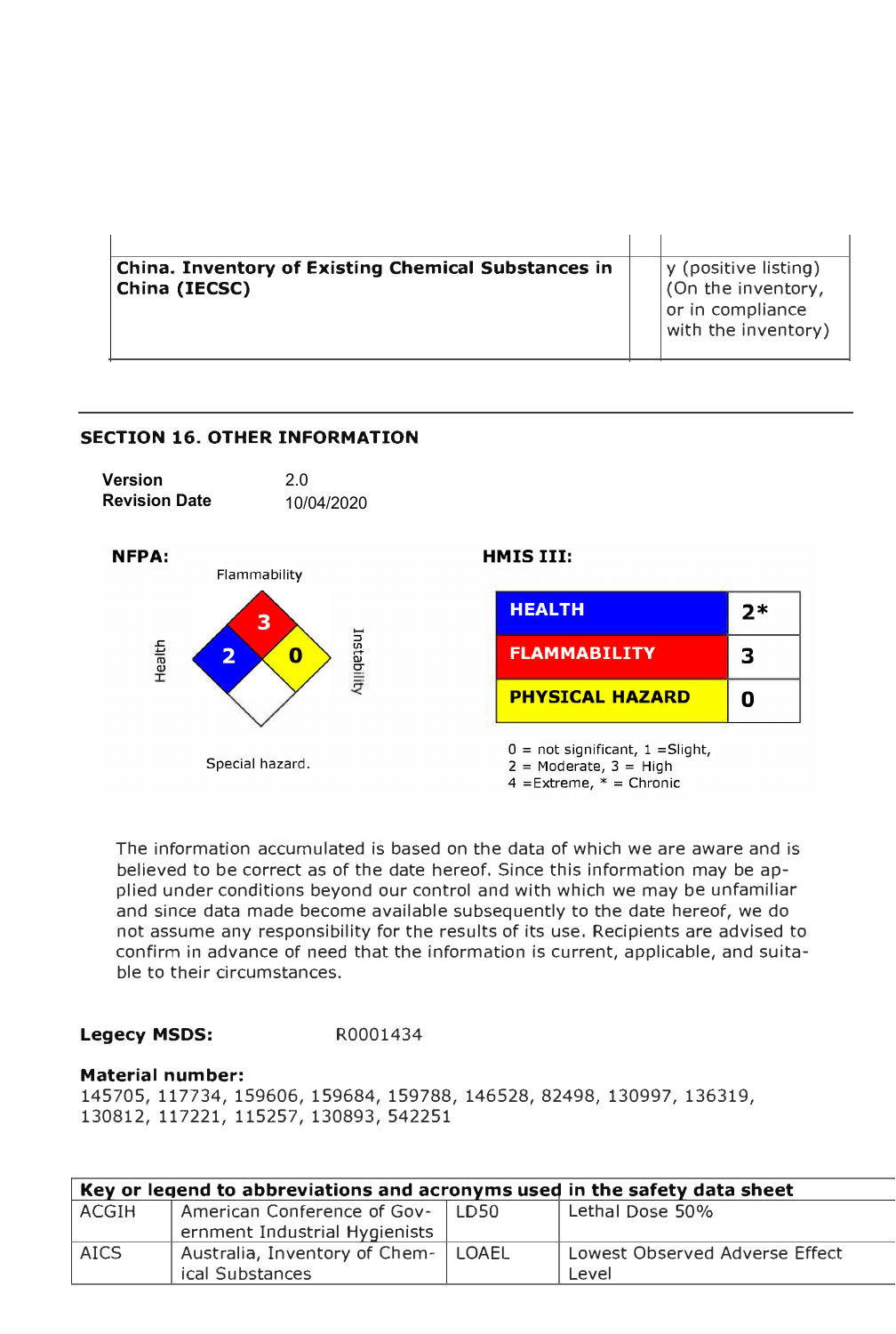| China. Inventory of Existing Chemical Substances in China (IECSC) | | y (positive listing) (On the inventory, or in compliance with the inventory) |
|---|---|---|

## SECTION 16. OTHER INFORMATION

**Version** 2.0
**Revision Date** 10/04/2020

**NFPA:**

Flammability: 3
Health: 2
Instability: 0
Special hazard.

**HMIS III:**

| HEALTH | 2* |
|---|---|
| FLAMMABILITY | 3 |
| PHYSICAL HAZARD | 0 |

0 = not significant, 1 =Slight,
2 = Moderate, 3 = High
4 =Extreme, * = Chronic

The information accumulated is based on the data of which we are aware and is believed to be correct as of the date hereof. Since this information may be applied under conditions beyond our control and with which we may be unfamiliar and since data made become available subsequently to the date hereof, we do not assume any responsibility for the results of its use. Recipients are advised to confirm in advance of need that the information is current, applicable, and suitable to their circumstances.

**Legecy MSDS:** R0001434

**Material number:**
145705, 117734, 159606, 159684, 159788, 146528, 82498, 130997, 136319, 130812, 117221, 115257, 130893, 542251

| Key or legend to abbreviations and acronyms used in the safety data sheet | | | |
|---|---|---|---|
| ACGIH | American Conference of Government Industrial Hygienists | LD50 | Lethal Dose 50% |
| AICS | Australia, Inventory of Chemical Substances | LOAEL | Lowest Observed Adverse Effect Level |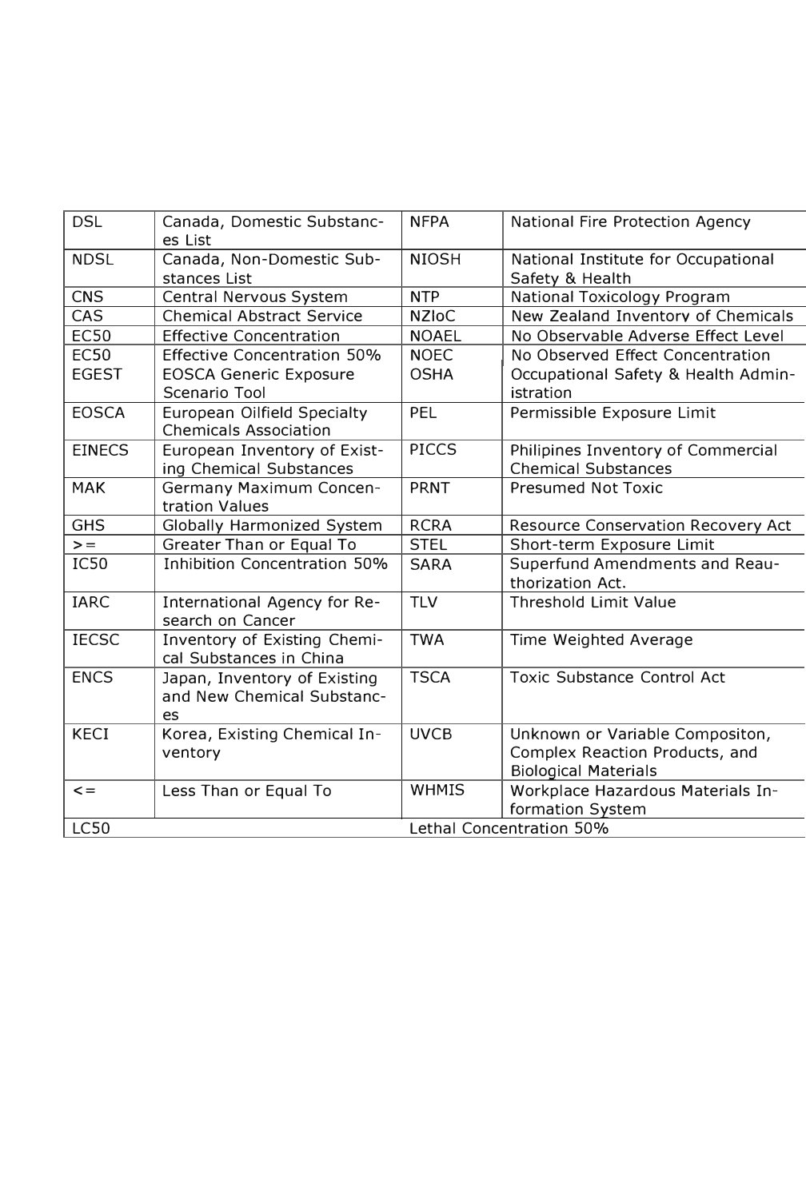| | | | |
|---|---|---|---|
| DSL | Canada, Domestic Substances List | NFPA | National Fire Protection Agency |
| NDSL | Canada, Non-Domestic Substances List | NIOSH | National Institute for Occupational Safety & Health |
| CNS | Central Nervous System | NTP | National Toxicology Program |
| CAS | Chemical Abstract Service | NZIoC | New Zealand Inventory of Chemicals |
| EC50 | Effective Concentration | NOAEL | No Observable Adverse Effect Level |
| EC50<br>EGEST | Effective Concentration 50%<br>EOSCA Generic Exposure Scenario Tool | NOEC<br>OSHA | No Observed Effect Concentration<br>Occupational Safety & Health Administration |
| EOSCA | European Oilfield Specialty Chemicals Association | PEL | Permissible Exposure Limit |
| EINECS | European Inventory of Existing Chemical Substances | PICCS | Philipines Inventory of Commercial Chemical Substances |
| MAK | Germany Maximum Concentration Values | PRNT | Presumed Not Toxic |
| GHS | Globally Harmonized System | RCRA | Resource Conservation Recovery Act |
| >= | Greater Than or Equal To | STEL | Short-term Exposure Limit |
| IC50 | Inhibition Concentration 50% | SARA | Superfund Amendments and Reauthorization Act. |
| IARC | International Agency for Research on Cancer | TLV | Threshold Limit Value |
| IECSC | Inventory of Existing Chemical Substances in China | TWA | Time Weighted Average |
| ENCS | Japan, Inventory of Existing and New Chemical Substances | TSCA | Toxic Substance Control Act |
| KECI | Korea, Existing Chemical Inventory | UVCB | Unknown or Variable Compositon, Complex Reaction Products, and Biological Materials |
| <= | Less Than or Equal To | WHMIS | Workplace Hazardous Materials Information System |
| LC50 | | Lethal Concentration 50% | |